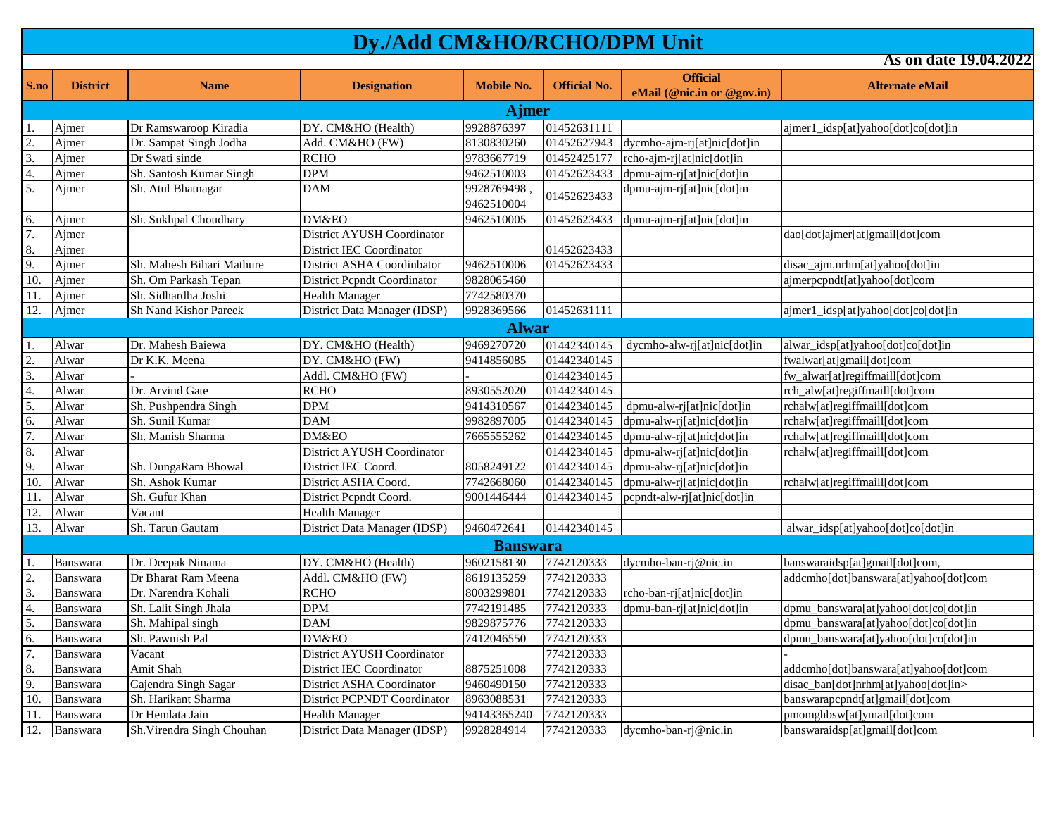# Dy./Add CM&HO/RCHO/DPM Unit

**As on date 19.04.2022**

| S.no | District | Name | Designation | Mobile No. | Official No. | Official eMail (@nic.in or @gov.in) | Alternate eMail |
|---|---|---|---|---|---|---|---|
| **Ajmer** | | | | | | | |
| 1. | Ajmer | Dr Ramswaroop Kiradia | DY. CM&HO (Health) | 9928876397 | 01452631111 | | ajmer1_idsp[at]yahoo[dot]co[dot]in |
| 2. | Ajmer | Dr. Sampat Singh Jodha | Add. CM&HO (FW) | 8130830260 | 01452627943 | dycmho-ajm-rj[at]nic[dot]in | |
| 3. | Ajmer | Dr Swati sinde | RCHO | 9783667719 | 01452425177 | rcho-ajm-rj[at]nic[dot]in | |
| 4. | Ajmer | Sh. Santosh Kumar Singh | DPM | 9462510003 | 01452623433 | dpmu-ajm-rj[at]nic[dot]in | |
| 5. | Ajmer | Sh. Atul Bhatnagar | DAM | 9928769498 , 9462510004 | 01452623433 | dpmu-ajm-rj[at]nic[dot]in | |
| 6. | Ajmer | Sh. Sukhpal Choudhary | DM&EO | 9462510005 | 01452623433 | dpmu-ajm-rj[at]nic[dot]in | |
| 7. | Ajmer | | District AYUSH Coordinator | | | | dao[dot]ajmer[at]gmail[dot]com |
| 8. | Ajmer | | District IEC Coordinator | | 01452623433 | | |
| 9. | Ajmer | Sh. Mahesh Bihari Mathure | District ASHA Coordinbator | 9462510006 | 01452623433 | | disac_ajm.nrhm[at]yahoo[dot]in |
| 10. | Ajmer | Sh. Om Parkash Tepan | District Pcpndt Coordinator | 9828065460 | | | ajmerpcpndt[at]yahoo[dot]com |
| 11. | Ajmer | Sh. Sidhardha Joshi | Health Manager | 7742580370 | | | |
| 12. | Ajmer | Sh Nand Kishor Pareek | District Data Manager (IDSP) | 9928369566 | 01452631111 | | ajmer1_idsp[at]yahoo[dot]co[dot]in |
| **Alwar** | | | | | | | |
| 1. | Alwar | Dr. Mahesh Baiewa | DY. CM&HO (Health) | 9469270720 | 01442340145 | dycmho-alw-rj[at]nic[dot]in | alwar_idsp[at]yahoo[dot]co[dot]in |
| 2. | Alwar | Dr K.K. Meena | DY. CM&HO (FW) | 9414856085 | 01442340145 | | fwalwar[at]gmail[dot]com |
| 3. | Alwar | - | Addl. CM&HO (FW) | - | 01442340145 | | fw_alwar[at]regiffmaill[dot]com |
| 4. | Alwar | Dr. Arvind Gate | RCHO | 8930552020 | 01442340145 | | rch_alw[at]regiffmaill[dot]com |
| 5. | Alwar | Sh. Pushpendra Singh | DPM | 9414310567 | 01442340145 | dpmu-alw-rj[at]nic[dot]in | rchalw[at]regiffmaill[dot]com |
| 6. | Alwar | Sh. Sunil Kumar | DAM | 9982897005 | 01442340145 | dpmu-alw-rj[at]nic[dot]in | rchalw[at]regiffmaill[dot]com |
| 7. | Alwar | Sh. Manish Sharma | DM&EO | 7665555262 | 01442340145 | dpmu-alw-rj[at]nic[dot]in | rchalw[at]regiffmaill[dot]com |
| 8. | Alwar | | District AYUSH Coordinator | | 01442340145 | dpmu-alw-rj[at]nic[dot]in | rchalw[at]regiffmaill[dot]com |
| 9. | Alwar | Sh. DungaRam Bhowal | District IEC Coord. | 8058249122 | 01442340145 | dpmu-alw-rj[at]nic[dot]in | |
| 10. | Alwar | Sh. Ashok Kumar | District ASHA Coord. | 7742668060 | 01442340145 | dpmu-alw-rj[at]nic[dot]in | rchalw[at]regiffmaill[dot]com |
| 11. | Alwar | Sh. Gufur Khan | District Pcpndt Coord. | 9001446444 | 01442340145 | pcpndt-alw-rj[at]nic[dot]in | |
| 12. | Alwar | Vacant | Health Manager | | | | |
| 13. | Alwar | Sh. Tarun Gautam | District Data Manager (IDSP) | 9460472641 | 01442340145 | | alwar_idsp[at]yahoo[dot]co[dot]in |
| **Banswara** | | | | | | | |
| 1. | Banswara | Dr. Deepak Ninama | DY. CM&HO (Health) | 9602158130 | 7742120333 | dycmho-ban-rj@nic.in | banswaraidsp[at]gmail[dot]com, |
| 2. | Banswara | Dr Bharat Ram Meena | Addl. CM&HO (FW) | 8619135259 | 7742120333 | | addcmho[dot]banswara[at]yahoo[dot]com |
| 3. | Banswara | Dr. Narendra Kohali | RCHO | 8003299801 | 7742120333 | rcho-ban-rj[at]nic[dot]in | |
| 4. | Banswara | Sh. Lalit Singh Jhala | DPM | 7742191485 | 7742120333 | dpmu-ban-rj[at]nic[dot]in | dpmu_banswara[at]yahoo[dot]co[dot]in |
| 5. | Banswara | Sh. Mahipal singh | DAM | 9829875776 | 7742120333 | | dpmu_banswara[at]yahoo[dot]co[dot]in |
| 6. | Banswara | Sh. Pawnish Pal | DM&EO | 7412046550 | 7742120333 | | dpmu_banswara[at]yahoo[dot]co[dot]in |
| 7. | Banswara | Vacant | District AYUSH Coordinator | | 7742120333 | | - |
| 8. | Banswara | Amit Shah | District IEC Coordinator | 8875251008 | 7742120333 | | addcmho[dot]banswara[at]yahoo[dot]com |
| 9. | Banswara | Gajendra Singh Sagar | District ASHA Coordinator | 9460490150 | 7742120333 | | disac_ban[dot]nrhm[at]yahoo[dot]in> |
| 10. | Banswara | Sh. Harikant Sharma | District PCPNDT Coordinator | 8963088531 | 7742120333 | | banswarapcpndt[at]gmail[dot]com |
| 11. | Banswara | Dr Hemlata Jain | Health Manager | 94143365240 | 7742120333 | | pmomghbsw[at]ymail[dot]com |
| 12. | Banswara | Sh.Virendra Singh Chouhan | District Data Manager (IDSP) | 9928284914 | 7742120333 | dycmho-ban-rj@nic.in | banswaraidsp[at]gmail[dot]com |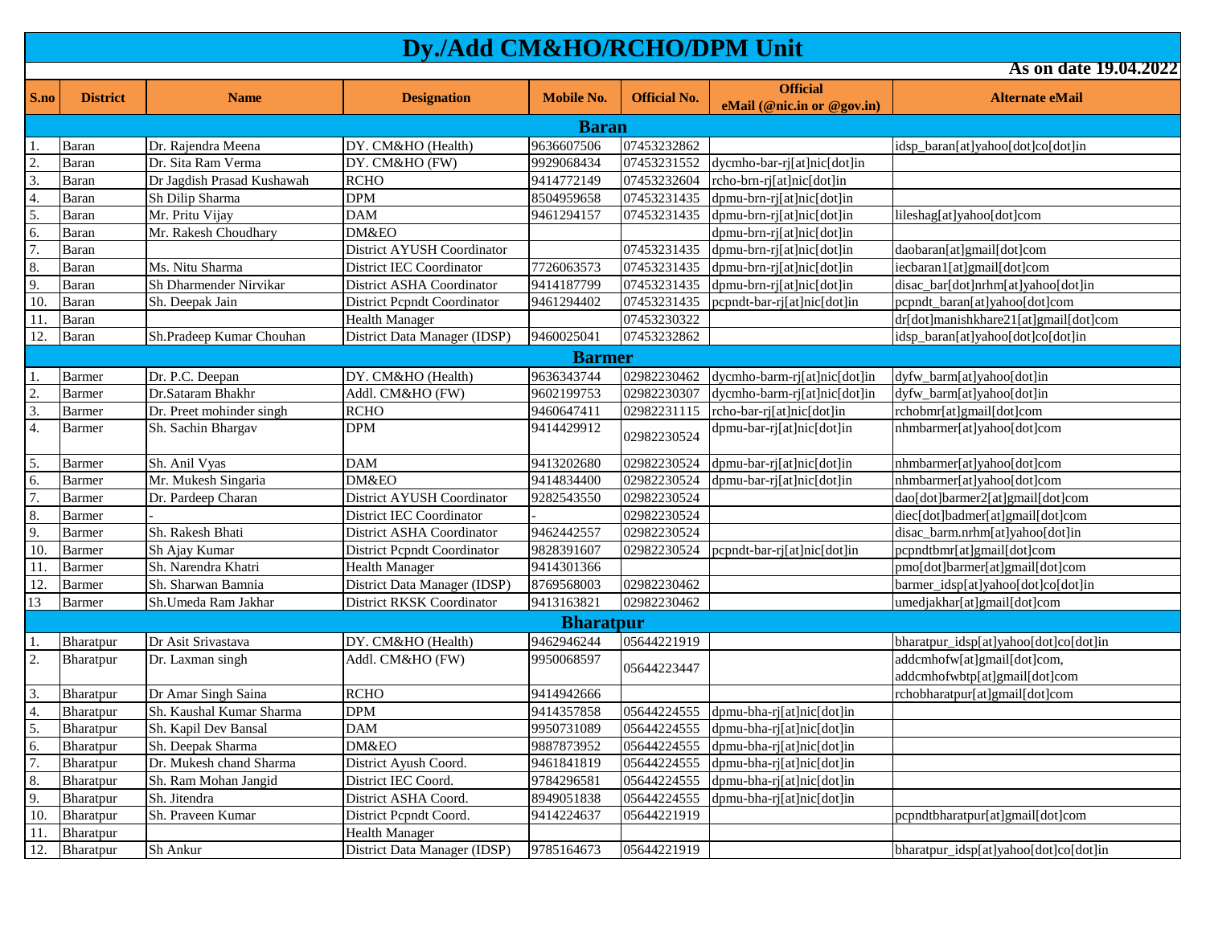# Dy./Add CM&HO/RCHO/DPM Unit

**As on date 19.04.2022**

| S.no | District | Name | Designation | Mobile No. | Official No. | Official eMail (@nic.in or @gov.in) | Alternate eMail |
|---|---|---|---|---|---|---|---|
| **Baran** | | | | | | | |
| 1. | Baran | Dr. Rajendra Meena | DY. CM&HO (Health) | 9636607506 | 07453232862 | | idsp_baran[at]yahoo[dot]co[dot]in |
| 2. | Baran | Dr. Sita Ram Verma | DY. CM&HO (FW) | 9929068434 | 07453231552 | dycmho-bar-rj[at]nic[dot]in | |
| 3. | Baran | Dr Jagdish Prasad Kushawah | RCHO | 9414772149 | 07453232604 | rcho-brn-rj[at]nic[dot]in | |
| 4. | Baran | Sh Dilip Sharma | DPM | 8504959658 | 07453231435 | dpmu-brn-rj[at]nic[dot]in | |
| 5. | Baran | Mr. Pritu Vijay | DAM | 9461294157 | 07453231435 | dpmu-brn-rj[at]nic[dot]in | lileshag[at]yahoo[dot]com |
| 6. | Baran | Mr. Rakesh Choudhary | DM&EO | | | dpmu-brn-rj[at]nic[dot]in | |
| 7. | Baran | | District AYUSH Coordinator | | 07453231435 | dpmu-brn-rj[at]nic[dot]in | daobaran[at]gmail[dot]com |
| 8. | Baran | Ms. Nitu Sharma | District IEC Coordinator | 7726063573 | 07453231435 | dpmu-brn-rj[at]nic[dot]in | iecbaran1[at]gmail[dot]com |
| 9. | Baran | Sh Dharmender Nirvikar | District ASHA Coordinator | 9414187799 | 07453231435 | dpmu-brn-rj[at]nic[dot]in | disac_bar[dot]nrhm[at]yahoo[dot]in |
| 10. | Baran | Sh. Deepak Jain | District Pcpndt Coordinator | 9461294402 | 07453231435 | pcpndt-bar-rj[at]nic[dot]in | pcpndt_baran[at]yahoo[dot]com |
| 11. | Baran | | Health Manager | | 07453230322 | | dr[dot]manishkhare21[at]gmail[dot]com |
| 12. | Baran | Sh.Pradeep Kumar Chouhan | District Data Manager (IDSP) | 9460025041 | 07453232862 | | idsp_baran[at]yahoo[dot]co[dot]in |
| **Barmer** | | | | | | | |
| 1. | Barmer | Dr. P.C. Deepan | DY. CM&HO (Health) | 9636343744 | 02982230462 | dycmho-barm-rj[at]nic[dot]in | dyfw_barm[at]yahoo[dot]in |
| 2. | Barmer | Dr.Sataram Bhakhr | Addl. CM&HO (FW) | 9602199753 | 02982230307 | dycmho-barm-rj[at]nic[dot]in | dyfw_barm[at]yahoo[dot]in |
| 3. | Barmer | Dr. Preet mohinder singh | RCHO | 9460647411 | 02982231115 | rcho-bar-rj[at]nic[dot]in | rchobmr[at]gmail[dot]com |
| 4. | Barmer | Sh. Sachin Bhargav | DPM | 9414429912 | 02982230524 | dpmu-bar-rj[at]nic[dot]in | nhmbarmer[at]yahoo[dot]com |
| 5. | Barmer | Sh. Anil Vyas | DAM | 9413202680 | 02982230524 | dpmu-bar-rj[at]nic[dot]in | nhmbarmer[at]yahoo[dot]com |
| 6. | Barmer | Mr. Mukesh Singaria | DM&EO | 9414834400 | 02982230524 | dpmu-bar-rj[at]nic[dot]in | nhmbarmer[at]yahoo[dot]com |
| 7. | Barmer | Dr. Pardeep Charan | District AYUSH Coordinator | 9282543550 | 02982230524 | | dao[dot]barmer2[at]gmail[dot]com |
| 8. | Barmer | - | District IEC Coordinator | - | 02982230524 | | diec[dot]badmer[at]gmail[dot]com |
| 9. | Barmer | Sh. Rakesh Bhati | District ASHA Coordinator | 9462442557 | 02982230524 | | disac_barm.nrhm[at]yahoo[dot]in |
| 10. | Barmer | Sh Ajay Kumar | District Pcpndt Coordinator | 9828391607 | 02982230524 | pcpndt-bar-rj[at]nic[dot]in | pcpndtbmr[at]gmail[dot]com |
| 11. | Barmer | Sh. Narendra Khatri | Health Manager | 9414301366 | | | pmo[dot]barmer[at]gmail[dot]com |
| 12. | Barmer | Sh. Sharwan Bamnia | District Data Manager (IDSP) | 8769568003 | 02982230462 | | barmer_idsp[at]yahoo[dot]co[dot]in |
| 13 | Barmer | Sh.Umeda Ram Jakhar | District RKSK Coordinator | 9413163821 | 02982230462 | | umedjakhar[at]gmail[dot]com |
| **Bharatpur** | | | | | | | |
| 1. | Bharatpur | Dr Asit Srivastava | DY. CM&HO (Health) | 9462946244 | 05644221919 | | bharatpur_idsp[at]yahoo[dot]co[dot]in |
| 2. | Bharatpur | Dr. Laxman singh | Addl. CM&HO (FW) | 9950068597 | 05644223447 | | addcmhofw[at]gmail[dot]com, addcmhofwbtp[at]gmail[dot]com |
| 3. | Bharatpur | Dr Amar Singh Saina | RCHO | 9414942666 | | | rchobharatpur[at]gmail[dot]com |
| 4. | Bharatpur | Sh. Kaushal Kumar Sharma | DPM | 9414357858 | 05644224555 | dpmu-bha-rj[at]nic[dot]in | |
| 5. | Bharatpur | Sh. Kapil Dev Bansal | DAM | 9950731089 | 05644224555 | dpmu-bha-rj[at]nic[dot]in | |
| 6. | Bharatpur | Sh. Deepak Sharma | DM&EO | 9887873952 | 05644224555 | dpmu-bha-rj[at]nic[dot]in | |
| 7. | Bharatpur | Dr. Mukesh chand Sharma | District Ayush Coord. | 9461841819 | 05644224555 | dpmu-bha-rj[at]nic[dot]in | |
| 8. | Bharatpur | Sh. Ram Mohan Jangid | District IEC Coord. | 9784296581 | 05644224555 | dpmu-bha-rj[at]nic[dot]in | |
| 9. | Bharatpur | Sh. Jitendra | District ASHA Coord. | 8949051838 | 05644224555 | dpmu-bha-rj[at]nic[dot]in | |
| 10. | Bharatpur | Sh. Praveen Kumar | District Pcpndt Coord. | 9414224637 | 05644221919 | | pcpndtbharatpur[at]gmail[dot]com |
| 11. | Bharatpur | | Health Manager | | | | |
| 12. | Bharatpur | Sh Ankur | District Data Manager (IDSP) | 9785164673 | 05644221919 | | bharatpur_idsp[at]yahoo[dot]co[dot]in |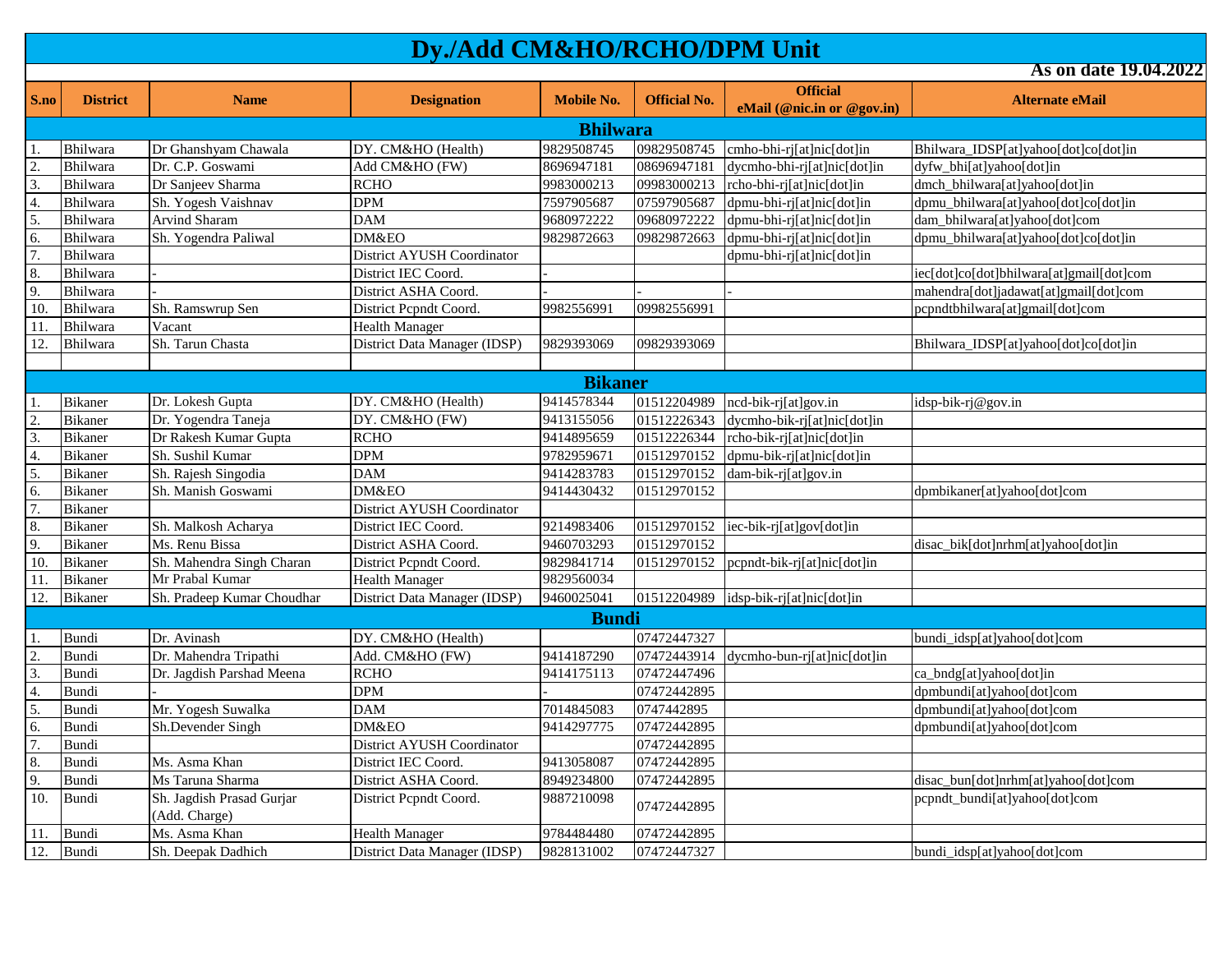# Dy./Add CM&HO/RCHO/DPM Unit

**As on date 19.04.2022**

| S.no | District | Name | Designation | Mobile No. | Official No. | Official eMail (@nic.in or @gov.in) | Alternate eMail |
|---|---|---|---|---|---|---|---|
| **Bhilwara** | | | | | | | |
| 1. | Bhilwara | Dr Ghanshyam Chawala | DY. CM&HO (Health) | 9829508745 | 09829508745 | cmho-bhi-rj[at]nic[dot]in | Bhilwara_IDSP[at]yahoo[dot]co[dot]in |
| 2. | Bhilwara | Dr. C.P. Goswami | Add CM&HO (FW) | 8696947181 | 08696947181 | dycmho-bhi-rj[at]nic[dot]in | dyfw_bhi[at]yahoo[dot]in |
| 3. | Bhilwara | Dr Sanjeev Sharma | RCHO | 9983000213 | 09983000213 | rcho-bhi-rj[at]nic[dot]in | dmch_bhilwara[at]yahoo[dot]in |
| 4. | Bhilwara | Sh. Yogesh Vaishnav | DPM | 7597905687 | 07597905687 | dpmu-bhi-rj[at]nic[dot]in | dpmu_bhilwara[at]yahoo[dot]co[dot]in |
| 5. | Bhilwara | Arvind Sharam | DAM | 9680972222 | 09680972222 | dpmu-bhi-rj[at]nic[dot]in | dam_bhilwara[at]yahoo[dot]com |
| 6. | Bhilwara | Sh. Yogendra Paliwal | DM&EO | 9829872663 | 09829872663 | dpmu-bhi-rj[at]nic[dot]in | dpmu_bhilwara[at]yahoo[dot]co[dot]in |
| 7. | Bhilwara | | District AYUSH Coordinator | | | dpmu-bhi-rj[at]nic[dot]in | |
| 8. | Bhilwara | - | District IEC Coord. | - | | | iec[dot]co[dot]bhilwara[at]gmail[dot]com |
| 9. | Bhilwara | - | District ASHA Coord. | - | - | - | mahendra[dot]jadawat[at]gmail[dot]com |
| 10. | Bhilwara | Sh. Ramswrup Sen | District Pcpndt Coord. | 9982556991 | 09982556991 | | pcpndtbhilwara[at]gmail[dot]com |
| 11. | Bhilwara | Vacant | Health Manager | | | | |
| 12. | Bhilwara | Sh. Tarun Chasta | District Data Manager (IDSP) | 9829393069 | 09829393069 | | Bhilwara_IDSP[at]yahoo[dot]co[dot]in |
| | | | | | | | |
| **Bikaner** | | | | | | | |
| 1. | Bikaner | Dr. Lokesh Gupta | DY. CM&HO (Health) | 9414578344 | 01512204989 | ncd-bik-rj[at]gov.in | idsp-bik-rj@gov.in |
| 2. | Bikaner | Dr. Yogendra Taneja | DY. CM&HO (FW) | 9413155056 | 01512226343 | dycmho-bik-rj[at]nic[dot]in | |
| 3. | Bikaner | Dr Rakesh Kumar Gupta | RCHO | 9414895659 | 01512226344 | rcho-bik-rj[at]nic[dot]in | |
| 4. | Bikaner | Sh. Sushil Kumar | DPM | 9782959671 | 01512970152 | dpmu-bik-rj[at]nic[dot]in | |
| 5. | Bikaner | Sh. Rajesh Singodia | DAM | 9414283783 | 01512970152 | dam-bik-rj[at]gov.in | |
| 6. | Bikaner | Sh. Manish Goswami | DM&EO | 9414430432 | 01512970152 | | dpmbikaner[at]yahoo[dot]com |
| 7. | Bikaner | | District AYUSH Coordinator | | | | |
| 8. | Bikaner | Sh. Malkosh Acharya | District IEC Coord. | 9214983406 | 01512970152 | iec-bik-rj[at]gov[dot]in | |
| 9. | Bikaner | Ms. Renu Bissa | District ASHA Coord. | 9460703293 | 01512970152 | | disac_bik[dot]nrhm[at]yahoo[dot]in |
| 10. | Bikaner | Sh. Mahendra Singh Charan | District Pcpndt Coord. | 9829841714 | 01512970152 | pcpndt-bik-rj[at]nic[dot]in | |
| 11. | Bikaner | Mr Prabal Kumar | Health Manager | 9829560034 | | | |
| 12. | Bikaner | Sh. Pradeep Kumar Choudhar | District Data Manager (IDSP) | 9460025041 | 01512204989 | idsp-bik-rj[at]nic[dot]in | |
| **Bundi** | | | | | | | |
| 1. | Bundi | Dr. Avinash | DY. CM&HO (Health) | | 07472447327 | | bundi_idsp[at]yahoo[dot]com |
| 2. | Bundi | Dr. Mahendra Tripathi | Add. CM&HO (FW) | 9414187290 | 07472443914 | dycmho-bun-rj[at]nic[dot]in | |
| 3. | Bundi | Dr. Jagdish Parshad Meena | RCHO | 9414175113 | 07472447496 | | ca_bndg[at]yahoo[dot]in |
| 4. | Bundi | - | DPM | - | 07472442895 | | dpmbundi[at]yahoo[dot]com |
| 5. | Bundi | Mr. Yogesh Suwalka | DAM | 7014845083 | 0747442895 | | dpmbundi[at]yahoo[dot]com |
| 6. | Bundi | Sh.Devender Singh | DM&EO | 9414297775 | 07472442895 | | dpmbundi[at]yahoo[dot]com |
| 7. | Bundi | | District AYUSH Coordinator | | 07472442895 | | |
| 8. | Bundi | Ms. Asma Khan | District IEC Coord. | 9413058087 | 07472442895 | | |
| 9. | Bundi | Ms Taruna Sharma | District ASHA Coord. | 8949234800 | 07472442895 | | disac_bun[dot]nrhm[at]yahoo[dot]com |
| 10. | Bundi | Sh. Jagdish Prasad Gurjar (Add. Charge) | District Pcpndt Coord. | 9887210098 | 07472442895 | | pcpndt_bundi[at]yahoo[dot]com |
| 11. | Bundi | Ms. Asma Khan | Health Manager | 9784484480 | 07472442895 | | |
| 12. | Bundi | Sh. Deepak Dadhich | District Data Manager (IDSP) | 9828131002 | 07472447327 | | bundi_idsp[at]yahoo[dot]com |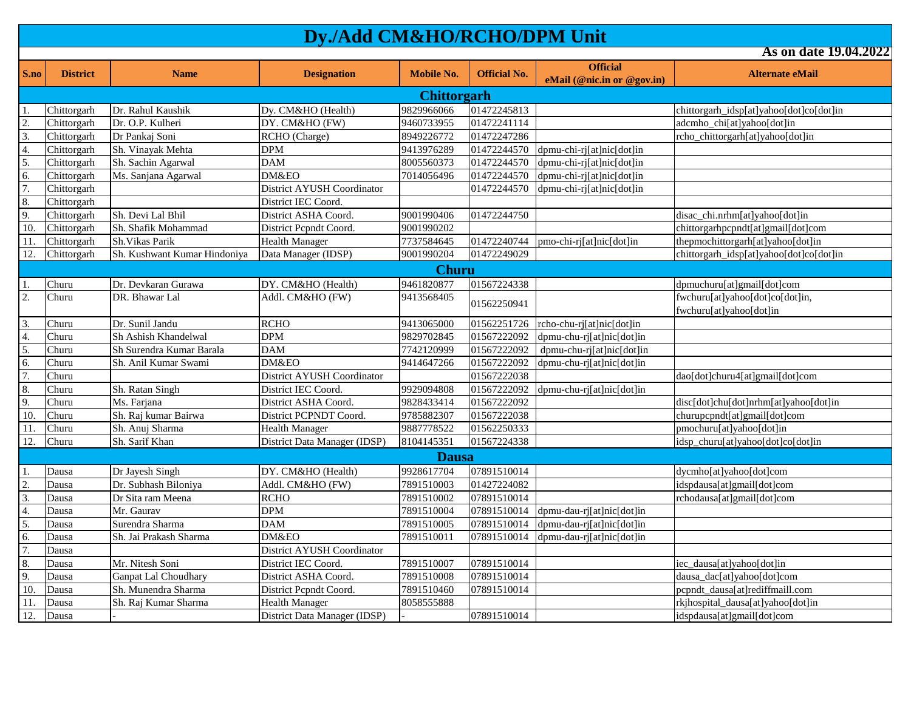# Dy./Add CM&HO/RCHO/DPM Unit

**As on date 19.04.2022**

| S.no | District | Name | Designation | Mobile No. | Official No. | Official eMail (@nic.in or @gov.in) | Alternate eMail |
|---|---|---|---|---|---|---|---|
| **Chittorgarh** | | | | | | | |
| 1. | Chittorgarh | Dr. Rahul Kaushik | Dy. CM&HO (Health) | 9829966066 | 01472245813 | | chittorgarh_idsp[at]yahoo[dot]co[dot]in |
| 2. | Chittorgarh | Dr. O.P. Kulheri | DY. CM&HO (FW) | 9460733955 | 01472241114 | | adcmho_chi[at]yahoo[dot]in |
| 3. | Chittorgarh | Dr Pankaj Soni | RCHO (Charge) | 8949226772 | 01472247286 | | rcho_chittorgarh[at]yahoo[dot]in |
| 4. | Chittorgarh | Sh. Vinayak Mehta | DPM | 9413976289 | 01472244570 | dpmu-chi-rj[at]nic[dot]in | |
| 5. | Chittorgarh | Sh. Sachin Agarwal | DAM | 8005560373 | 01472244570 | dpmu-chi-rj[at]nic[dot]in | |
| 6. | Chittorgarh | Ms. Sanjana Agarwal | DM&EO | 7014056496 | 01472244570 | dpmu-chi-rj[at]nic[dot]in | |
| 7. | Chittorgarh | | District AYUSH Coordinator | | 01472244570 | dpmu-chi-rj[at]nic[dot]in | |
| 8. | Chittorgarh | | District IEC Coord. | | | | |
| 9. | Chittorgarh | Sh. Devi Lal Bhil | District ASHA Coord. | 9001990406 | 01472244750 | | disac_chi.nrhm[at]yahoo[dot]in |
| 10. | Chittorgarh | Sh. Shafik Mohammad | District Pcpndt Coord. | 9001990202 | | | chittorgarhpcpndt[at]gmail[dot]com |
| 11. | Chittorgarh | Sh.Vikas Parik | Health Manager | 7737584645 | 01472240744 | pmo-chi-rj[at]nic[dot]in | thepmochittorgarh[at]yahoo[dot]in |
| 12. | Chittorgarh | Sh. Kushwant Kumar Hindoniya | Data Manager (IDSP) | 9001990204 | 01472249029 | | chittorgarh_idsp[at]yahoo[dot]co[dot]in |
| **Churu** | | | | | | | |
| 1. | Churu | Dr. Devkaran Gurawa | DY. CM&HO (Health) | 9461820877 | 01567224338 | | dpmuchuru[at]gmail[dot]com |
| 2. | Churu | DR. Bhawar Lal | Addl. CM&HO (FW) | 9413568405 | 01562250941 | | fwchuru[at]yahoo[dot]co[dot]in, fwchuru[at]yahoo[dot]in |
| 3. | Churu | Dr. Sunil Jandu | RCHO | 9413065000 | 01562251726 | rcho-chu-rj[at]nic[dot]in | |
| 4. | Churu | Sh Ashish Khandelwal | DPM | 9829702845 | 01567222092 | dpmu-chu-rj[at]nic[dot]in | |
| 5. | Churu | Sh Surendra Kumar Barala | DAM | 7742120999 | 01567222092 | dpmu-chu-rj[at]nic[dot]in | |
| 6. | Churu | Sh. Anil Kumar Swami | DM&EO | 9414647266 | 01567222092 | dpmu-chu-rj[at]nic[dot]in | |
| 7. | Churu | | District AYUSH Coordinator | | 01567222038 | | dao[dot]churu4[at]gmail[dot]com |
| 8. | Churu | Sh. Ratan Singh | District IEC Coord. | 9929094808 | 01567222092 | dpmu-chu-rj[at]nic[dot]in | |
| 9. | Churu | Ms. Farjana | District ASHA Coord. | 9828433414 | 01567222092 | | disc[dot]chu[dot]nrhm[at]yahoo[dot]in |
| 10. | Churu | Sh. Raj kumar Bairwa | District PCPNDT Coord. | 9785882307 | 01567222038 | | churupcpndt[at]gmail[dot]com |
| 11. | Churu | Sh. Anuj Sharma | Health Manager | 9887778522 | 01562250333 | | pmochuru[at]yahoo[dot]in |
| 12. | Churu | Sh. Sarif Khan | District Data Manager (IDSP) | 8104145351 | 01567224338 | | idsp_churu[at]yahoo[dot]co[dot]in |
| **Dausa** | | | | | | | |
| 1. | Dausa | Dr Jayesh Singh | DY. CM&HO (Health) | 9928617704 | 07891510014 | | dycmho[at]yahoo[dot]com |
| 2. | Dausa | Dr. Subhash Biloniya | Addl. CM&HO (FW) | 7891510003 | 01427224082 | | idspdausa[at]gmail[dot]com |
| 3. | Dausa | Dr Sita ram Meena | RCHO | 7891510002 | 07891510014 | | rchodausa[at]gmail[dot]com |
| 4. | Dausa | Mr. Gaurav | DPM | 7891510004 | 07891510014 | dpmu-dau-rj[at]nic[dot]in | |
| 5. | Dausa | Surendra Sharma | DAM | 7891510005 | 07891510014 | dpmu-dau-rj[at]nic[dot]in | |
| 6. | Dausa | Sh. Jai Prakash Sharma | DM&EO | 7891510011 | 07891510014 | dpmu-dau-rj[at]nic[dot]in | |
| 7. | Dausa | | District AYUSH Coordinator | | | | |
| 8. | Dausa | Mr. Nitesh Soni | District IEC Coord. | 7891510007 | 07891510014 | | iec_dausa[at]yahoo[dot]in |
| 9. | Dausa | Ganpat Lal Choudhary | District ASHA Coord. | 7891510008 | 07891510014 | | dausa_dac[at]yahoo[dot]com |
| 10. | Dausa | Sh. Munendra Sharma | District Pcpndt Coord. | 7891510460 | 07891510014 | | pcpndt_dausa[at]rediffmaill.com |
| 11. | Dausa | Sh. Raj Kumar Sharma | Health Manager | 8058555888 | | | rkjhospital_dausa[at]yahoo[dot]in |
| 12. | Dausa | - | District Data Manager (IDSP) | - | 07891510014 | | idspdausa[at]gmail[dot]com |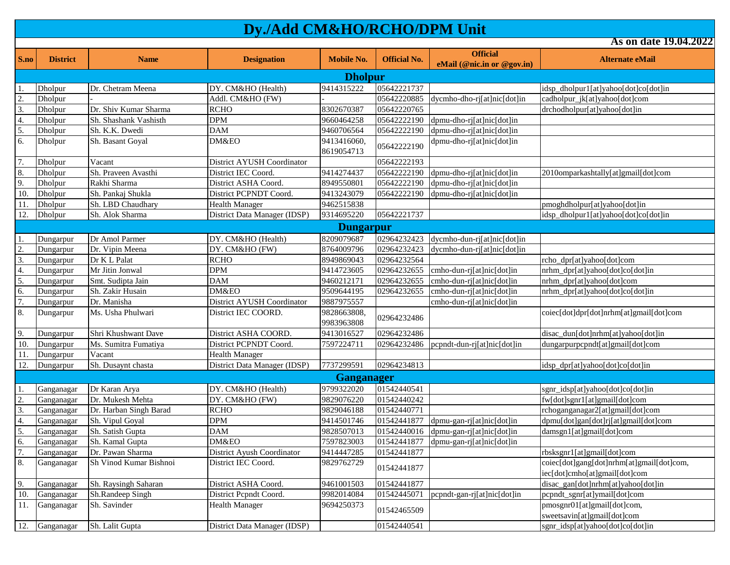# Dy./Add CM&HO/RCHO/DPM Unit

**As on date 19.04.2022**

| S.no | District | Name | Designation | Mobile No. | Official No. | Official eMail (@nic.in or @gov.in) | Alternate eMail |
|---|---|---|---|---|---|---|---|
| **Dholpur** | | | | | | | |
| 1. | Dholpur | Dr. Chetram Meena | DY. CM&HO (Health) | 9414315222 | 05642221737 | | idsp_dholpur1[at]yahoo[dot]co[dot]in |
| 2. | Dholpur | - | Addl. CM&HO (FW) | - | 05642220885 | dycmho-dho-rj[at]nic[dot]in | cadholpur_jk[at]yahoo[dot]com |
| 3. | Dholpur | Dr. Shiv Kumar Sharma | RCHO | 8302670387 | 05642220765 | | drchodholpur[at]yahoo[dot]in |
| 4. | Dholpur | Sh. Shashank Vashisth | DPM | 9660464258 | 05642222190 | dpmu-dho-rj[at]nic[dot]in | |
| 5. | Dholpur | Sh. K.K. Dwedi | DAM | 9460706564 | 05642222190 | dpmu-dho-rj[at]nic[dot]in | |
| 6. | Dholpur | Sh. Basant Goyal | DM&EO | 9413416060, 8619054713 | 05642222190 | dpmu-dho-rj[at]nic[dot]in | |
| 7. | Dholpur | Vacant | District AYUSH Coordinator | | 05642222193 | | |
| 8. | Dholpur | Sh. Praveen Avasthi | District IEC Coord. | 9414274437 | 05642222190 | dpmu-dho-rj[at]nic[dot]in | 2010omparkashtally[at]gmail[dot]com |
| 9. | Dholpur | Rakhi Sharma | District ASHA Coord. | 8949550801 | 05642222190 | dpmu-dho-rj[at]nic[dot]in | |
| 10. | Dholpur | Sh. Pankaj Shukla | District PCPNDT Coord. | 9413243079 | 05642222190 | dpmu-dho-rj[at]nic[dot]in | |
| 11. | Dholpur | Sh. LBD Chaudhary | Health Manager | 9462515838 | | | pmoghdholpur[at]yahoo[dot]in |
| 12. | Dholpur | Sh. Alok Sharma | District Data Manager (IDSP) | 9314695220 | 05642221737 | | idsp_dholpur1[at]yahoo[dot]co[dot]in |
| **Dungarpur** | | | | | | | |
| 1. | Dungarpur | Dr Amol Parmer | DY. CM&HO (Health) | 8209079687 | 02964232423 | dycmho-dun-rj[at]nic[dot]in | |
| 2. | Dungarpur | Dr. Vipin Meena | DY. CM&HO (FW) | 8764009796 | 02964232423 | dycmho-dun-rj[at]nic[dot]in | |
| 3. | Dungarpur | Dr K L Palat | RCHO | 8949869043 | 02964232564 | | rcho_dpr[at]yahoo[dot]com |
| 4. | Dungarpur | Mr Jitin Jonwal | DPM | 9414723605 | 02964232655 | cmho-dun-rj[at]nic[dot]in | nrhm_dpr[at]yahoo[dot]co[dot]in |
| 5. | Dungarpur | Smt. Sudipta Jain | DAM | 9460212171 | 02964232655 | cmho-dun-rj[at]nic[dot]in | nrhm_dpr[at]yahoo[dot]com |
| 6. | Dungarpur | Sh. Zakir Husain | DM&EO | 9509644195 | 02964232655 | cmho-dun-rj[at]nic[dot]in | nrhm_dpr[at]yahoo[dot]co[dot]in |
| 7. | Dungarpur | Dr. Manisha | District AYUSH Coordinator | 9887975557 | | cmho-dun-rj[at]nic[dot]in | |
| 8. | Dungarpur | Ms. Usha Phulwari | District IEC COORD. | 9828663808, 9983963808 | 02964232486 | | coiec[dot]dpr[dot]nrhm[at]gmail[dot]com |
| 9. | Dungarpur | Shri Khushwant Dave | District ASHA COORD. | 9413016527 | 02964232486 | | disac_dun[dot]nrhm[at]yahoo[dot]in |
| 10. | Dungarpur | Ms. Sumitra Fumatiya | District PCPNDT Coord. | 7597224711 | 02964232486 | pcpndt-dun-rj[at]nic[dot]in | dungarpurpcpndt[at]gmail[dot]com |
| 11. | Dungarpur | Vacant | Health Manager | | | | |
| 12. | Dungarpur | Sh. Dusaynt chasta | District Data Manager (IDSP) | 7737299591 | 02964234813 | | idsp_dpr[at]yahoo[dot]co[dot]in |
| **Ganganager** | | | | | | | |
| 1. | Ganganagar | Dr Karan Arya | DY. CM&HO (Health) | 9799322020 | 01542440541 | | sgnr_idsp[at]yahoo[dot]co[dot]in |
| 2. | Ganganagar | Dr. Mukesh Mehta | DY. CM&HO (FW) | 9829076220 | 01542440242 | | fw[dot]sgnr1[at]gmail[dot]com |
| 3. | Ganganagar | Dr. Harban Singh Barad | RCHO | 9829046188 | 01542440771 | | rchoganganagar2[at]gmail[dot]com |
| 4. | Ganganagar | Sh. Vipul Goyal | DPM | 9414501746 | 01542441877 | dpmu-gan-rj[at]nic[dot]in | dpmu[dot]gan[dot]rj[at]gmail[dot]com |
| 5. | Ganganagar | Sh. Satish Gupta | DAM | 9828507013 | 01542440016 | dpmu-gan-rj[at]nic[dot]in | damsgn1[at]gmail[dot]com |
| 6. | Ganganagar | Sh. Kamal Gupta | DM&EO | 7597823003 | 01542441877 | dpmu-gan-rj[at]nic[dot]in | |
| 7. | Ganganagar | Dr. Pawan Sharma | District Ayush Coordinator | 9414447285 | 01542441877 | | rbsksgnr1[at]gmail[dot]com |
| 8. | Ganganagar | Sh Vinod Kumar Bishnoi | District IEC Coord. | 9829762729 | 01542441877 | | coiec[dot]gang[dot]nrhm[at]gmail[dot]com, iec[dot]cmho[at]gmail[dot]com |
| 9. | Ganganagar | Sh. Raysingh Saharan | District ASHA Coord. | 9461001503 | 01542441877 | | disac_gan[dot]nrhm[at]yahoo[dot]in |
| 10. | Ganganagar | Sh.Randeep Singh | District Pcpndt Coord. | 9982014084 | 01542445071 | pcpndt-gan-rj[at]nic[dot]in | pcpndt_sgnr[at]ymail[dot]com |
| 11. | Ganganagar | Sh. Savinder | Health Manager | 9694250373 | 01542465509 | | pmosgnr01[at]gmail[dot]com, sweetsavin[at]gmail[dot]com |
| 12. | Ganganagar | Sh. Lalit Gupta | District Data Manager (IDSP) | | 01542440541 | | sgnr_idsp[at]yahoo[dot]co[dot]in |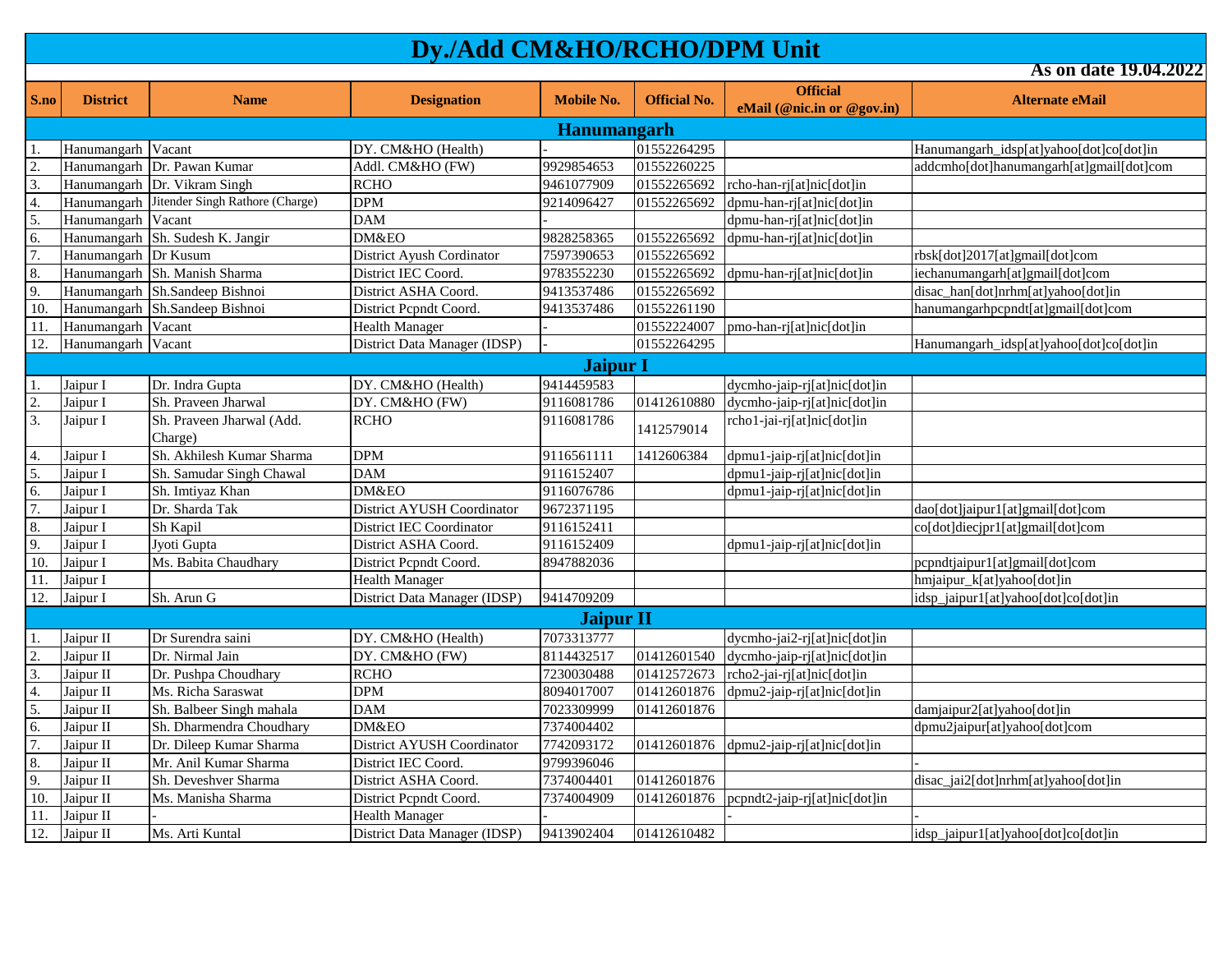# Dy./Add CM&HO/RCHO/DPM Unit

**As on date 19.04.2022**

| S.no | District | Name | Designation | Mobile No. | Official No. | Official eMail (@nic.in or @gov.in) | Alternate eMail |
|---|---|---|---|---|---|---|---|
| **Hanumangarh** | | | | | | | |
| 1. | Hanumangarh | Vacant | DY. CM&HO (Health) | - | 01552264295 | | Hanumangarh_idsp[at]yahoo[dot]co[dot]in |
| 2. | Hanumangarh | Dr. Pawan Kumar | Addl. CM&HO (FW) | 9929854653 | 01552260225 | | addcmho[dot]hanumangarh[at]gmail[dot]com |
| 3. | Hanumangarh | Dr. Vikram Singh | RCHO | 9461077909 | 01552265692 | rcho-han-rj[at]nic[dot]in | |
| 4. | Hanumangarh | Jitender Singh Rathore (Charge) | DPM | 9214096427 | 01552265692 | dpmu-han-rj[at]nic[dot]in | |
| 5. | Hanumangarh | Vacant | DAM | - | | dpmu-han-rj[at]nic[dot]in | |
| 6. | Hanumangarh | Sh. Sudesh K. Jangir | DM&EO | 9828258365 | 01552265692 | dpmu-han-rj[at]nic[dot]in | |
| 7. | Hanumangarh | Dr Kusum | District Ayush Cordinator | 7597390653 | 01552265692 | | rbsk[dot]2017[at]gmail[dot]com |
| 8. | Hanumangarh | Sh. Manish Sharma | District IEC Coord. | 9783552230 | 01552265692 | dpmu-han-rj[at]nic[dot]in | iechanumangarh[at]gmail[dot]com |
| 9. | Hanumangarh | Sh.Sandeep Bishnoi | District ASHA Coord. | 9413537486 | 01552265692 | | disac_han[dot]nrhm[at]yahoo[dot]in |
| 10. | Hanumangarh | Sh.Sandeep Bishnoi | District Pcpndt Coord. | 9413537486 | 01552261190 | | hanumangarhpcpndt[at]gmail[dot]com |
| 11. | Hanumangarh | Vacant | Health Manager | - | 01552224007 | pmo-han-rj[at]nic[dot]in | |
| 12. | Hanumangarh | Vacant | District Data Manager (IDSP) | - | 01552264295 | | Hanumangarh_idsp[at]yahoo[dot]co[dot]in |
| **Jaipur I** | | | | | | | |
| 1. | Jaipur I | Dr. Indra Gupta | DY. CM&HO (Health) | 9414459583 | | dycmho-jaip-rj[at]nic[dot]in | |
| 2. | Jaipur I | Sh. Praveen Jharwal | DY. CM&HO (FW) | 9116081786 | 01412610880 | dycmho-jaip-rj[at]nic[dot]in | |
| 3. | Jaipur I | Sh. Praveen Jharwal (Add. Charge) | RCHO | 9116081786 | 1412579014 | rcho1-jai-rj[at]nic[dot]in | |
| 4. | Jaipur I | Sh. Akhilesh Kumar Sharma | DPM | 9116561111 | 1412606384 | dpmu1-jaip-rj[at]nic[dot]in | |
| 5. | Jaipur I | Sh. Samudar Singh Chawal | DAM | 9116152407 | | dpmu1-jaip-rj[at]nic[dot]in | |
| 6. | Jaipur I | Sh. Imtiyaz Khan | DM&EO | 9116076786 | | dpmu1-jaip-rj[at]nic[dot]in | |
| 7. | Jaipur I | Dr. Sharda Tak | District AYUSH Coordinator | 9672371195 | | | dao[dot]jaipur1[at]gmail[dot]com |
| 8. | Jaipur I | Sh Kapil | District IEC Coordinator | 9116152411 | | | co[dot]diecjpr1[at]gmail[dot]com |
| 9. | Jaipur I | Jyoti Gupta | District ASHA Coord. | 9116152409 | | dpmu1-jaip-rj[at]nic[dot]in | |
| 10. | Jaipur I | Ms. Babita Chaudhary | District Pcpndt Coord. | 8947882036 | | | pcpndtjaipur1[at]gmail[dot]com |
| 11. | Jaipur I | | Health Manager | | | | hmjaipur_k[at]yahoo[dot]in |
| 12. | Jaipur I | Sh. Arun G | District Data Manager (IDSP) | 9414709209 | | | idsp_jaipur1[at]yahoo[dot]co[dot]in |
| **Jaipur II** | | | | | | | |
| 1. | Jaipur II | Dr Surendra saini | DY. CM&HO (Health) | 7073313777 | | dycmho-jai2-rj[at]nic[dot]in | |
| 2. | Jaipur II | Dr. Nirmal Jain | DY. CM&HO (FW) | 8114432517 | 01412601540 | dycmho-jaip-rj[at]nic[dot]in | |
| 3. | Jaipur II | Dr. Pushpa Choudhary | RCHO | 7230030488 | 01412572673 | rcho2-jai-rj[at]nic[dot]in | |
| 4. | Jaipur II | Ms. Richa Saraswat | DPM | 8094017007 | 01412601876 | dpmu2-jaip-rj[at]nic[dot]in | |
| 5. | Jaipur II | Sh. Balbeer Singh mahala | DAM | 7023309999 | 01412601876 | | damjaipur2[at]yahoo[dot]in |
| 6. | Jaipur II | Sh. Dharmendra Choudhary | DM&EO | 7374004402 | | | dpmu2jaipur[at]yahoo[dot]com |
| 7. | Jaipur II | Dr. Dileep Kumar Sharma | District AYUSH Coordinator | 7742093172 | 01412601876 | dpmu2-jaip-rj[at]nic[dot]in | |
| 8. | Jaipur II | Mr. Anil Kumar Sharma | District IEC Coord. | 9799396046 | | | - |
| 9. | Jaipur II | Sh. Deveshver Sharma | District ASHA Coord. | 7374004401 | 01412601876 | | disac_jai2[dot]nrhm[at]yahoo[dot]in |
| 10. | Jaipur II | Ms. Manisha Sharma | District Pcpndt Coord. | 7374004909 | 01412601876 | pcpndt2-jaip-rj[at]nic[dot]in | |
| 11. | Jaipur II | - | Health Manager | - | | - | - |
| 12. | Jaipur II | Ms. Arti Kuntal | District Data Manager (IDSP) | 9413902404 | 01412610482 | | idsp_jaipur1[at]yahoo[dot]co[dot]in |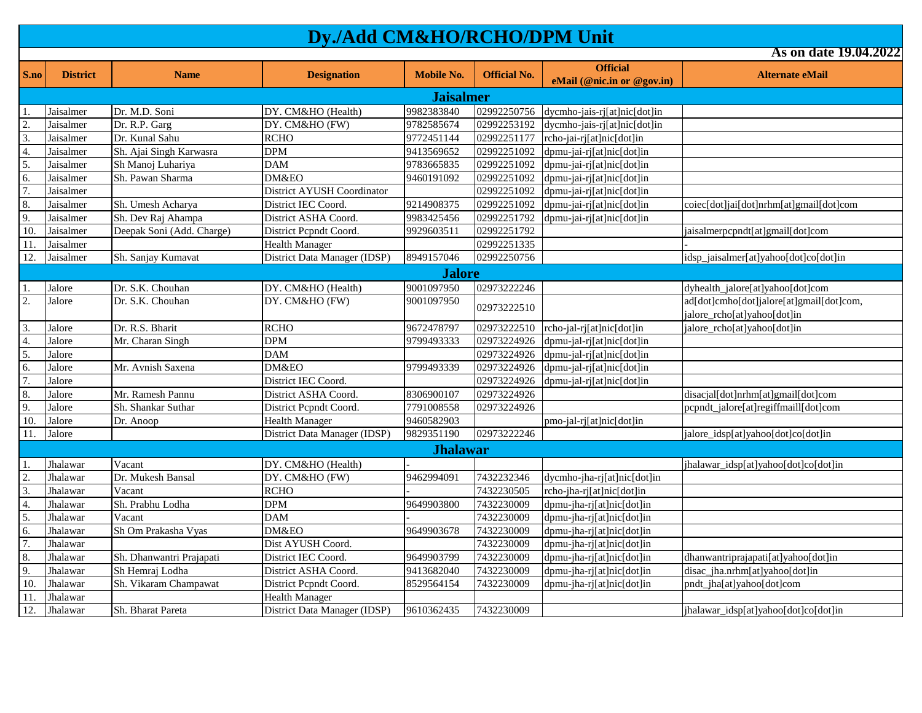# Dy./Add CM&HO/RCHO/DPM Unit

**As on date 19.04.2022**

| S.no | District | Name | Designation | Mobile No. | Official No. | Official eMail (@nic.in or @gov.in) | Alternate eMail |
|---|---|---|---|---|---|---|---|
| **Jaisalmer** | | | | | | | |
| 1. | Jaisalmer | Dr. M.D. Soni | DY. CM&HO (Health) | 9982383840 | 02992250756 | dycmho-jais-rj[at]nic[dot]in | |
| 2. | Jaisalmer | Dr. R.P. Garg | DY. CM&HO (FW) | 9782585674 | 02992253192 | dycmho-jais-rj[at]nic[dot]in | |
| 3. | Jaisalmer | Dr. Kunal Sahu | RCHO | 9772451144 | 02992251177 | rcho-jai-rj[at]nic[dot]in | |
| 4. | Jaisalmer | Sh. Ajai Singh Karwasra | DPM | 9413569652 | 02992251092 | dpmu-jai-rj[at]nic[dot]in | |
| 5. | Jaisalmer | Sh Manoj Luhariya | DAM | 9783665835 | 02992251092 | dpmu-jai-rj[at]nic[dot]in | |
| 6. | Jaisalmer | Sh. Pawan Sharma | DM&EO | 9460191092 | 02992251092 | dpmu-jai-rj[at]nic[dot]in | |
| 7. | Jaisalmer | | District AYUSH Coordinator | | 02992251092 | dpmu-jai-rj[at]nic[dot]in | |
| 8. | Jaisalmer | Sh. Umesh Acharya | District IEC Coord. | 9214908375 | 02992251092 | dpmu-jai-rj[at]nic[dot]in | coiec[dot]jai[dot]nrhm[at]gmail[dot]com |
| 9. | Jaisalmer | Sh. Dev Raj Ahampa | District ASHA Coord. | 9983425456 | 02992251792 | dpmu-jai-rj[at]nic[dot]in | |
| 10. | Jaisalmer | Deepak Soni (Add. Charge) | District Pcpndt Coord. | 9929603511 | 02992251792 | | jaisalmerpcpndt[at]gmail[dot]com |
| 11. | Jaisalmer | | Health Manager | | 02992251335 | | - |
| 12. | Jaisalmer | Sh. Sanjay Kumavat | District Data Manager (IDSP) | 8949157046 | 02992250756 | | idsp_jaisalmer[at]yahoo[dot]co[dot]in |
| **Jalore** | | | | | | | |
| 1. | Jalore | Dr. S.K. Chouhan | DY. CM&HO (Health) | 9001097950 | 02973222246 | | dyhealth_jalore[at]yahoo[dot]com |
| 2. | Jalore | Dr. S.K. Chouhan | DY. CM&HO (FW) | 9001097950 | 02973222510 | | ad[dot]cmho[dot]jalore[at]gmail[dot]com, jalore_rcho[at]yahoo[dot]in |
| 3. | Jalore | Dr. R.S. Bharit | RCHO | 9672478797 | 02973222510 | rcho-jal-rj[at]nic[dot]in | jalore_rcho[at]yahoo[dot]in |
| 4. | Jalore | Mr. Charan Singh | DPM | 9799493333 | 02973224926 | dpmu-jal-rj[at]nic[dot]in | |
| 5. | Jalore | | DAM | | 02973224926 | dpmu-jal-rj[at]nic[dot]in | |
| 6. | Jalore | Mr. Avnish Saxena | DM&EO | 9799493339 | 02973224926 | dpmu-jal-rj[at]nic[dot]in | |
| 7. | Jalore | | District IEC Coord. | | 02973224926 | dpmu-jal-rj[at]nic[dot]in | |
| 8. | Jalore | Mr. Ramesh Pannu | District ASHA Coord. | 8306900107 | 02973224926 | | disacjal[dot]nrhm[at]gmail[dot]com |
| 9. | Jalore | Sh. Shankar Suthar | District Pcpndt Coord. | 7791008558 | 02973224926 | | pcpndt_jalore[at]regiffmaill[dot]com |
| 10. | Jalore | Dr. Anoop | Health Manager | 9460582903 | | pmo-jal-rj[at]nic[dot]in | |
| 11. | Jalore | | District Data Manager (IDSP) | 9829351190 | 02973222246 | | jalore_idsp[at]yahoo[dot]co[dot]in |
| **Jhalawar** | | | | | | | |
| 1. | Jhalawar | Vacant | DY. CM&HO (Health) | - | | | jhalawar_idsp[at]yahoo[dot]co[dot]in |
| 2. | Jhalawar | Dr. Mukesh Bansal | DY. CM&HO (FW) | 9462994091 | 7432232346 | dycmho-jha-rj[at]nic[dot]in | |
| 3. | Jhalawar | Vacant | RCHO | - | 7432230505 | rcho-jha-rj[at]nic[dot]in | |
| 4. | Jhalawar | Sh. Prabhu Lodha | DPM | 9649903800 | 7432230009 | dpmu-jha-rj[at]nic[dot]in | |
| 5. | Jhalawar | Vacant | DAM | - | 7432230009 | dpmu-jha-rj[at]nic[dot]in | |
| 6. | Jhalawar | Sh Om Prakasha Vyas | DM&EO | 9649903678 | 7432230009 | dpmu-jha-rj[at]nic[dot]in | |
| 7. | Jhalawar | | Dist AYUSH Coord. | | 7432230009 | dpmu-jha-rj[at]nic[dot]in | |
| 8. | Jhalawar | Sh. Dhanwantri Prajapati | District IEC Coord. | 9649903799 | 7432230009 | dpmu-jha-rj[at]nic[dot]in | dhanwantriprajapati[at]yahoo[dot]in |
| 9. | Jhalawar | Sh Hemraj Lodha | District ASHA Coord. | 9413682040 | 7432230009 | dpmu-jha-rj[at]nic[dot]in | disac_jha.nrhm[at]yahoo[dot]in |
| 10. | Jhalawar | Sh. Vikaram Champawat | District Pcpndt Coord. | 8529564154 | 7432230009 | dpmu-jha-rj[at]nic[dot]in | pndt_jha[at]yahoo[dot]com |
| 11. | Jhalawar | | Health Manager | | | | |
| 12. | Jhalawar | Sh. Bharat Pareta | District Data Manager (IDSP) | 9610362435 | 7432230009 | | jhalawar_idsp[at]yahoo[dot]co[dot]in |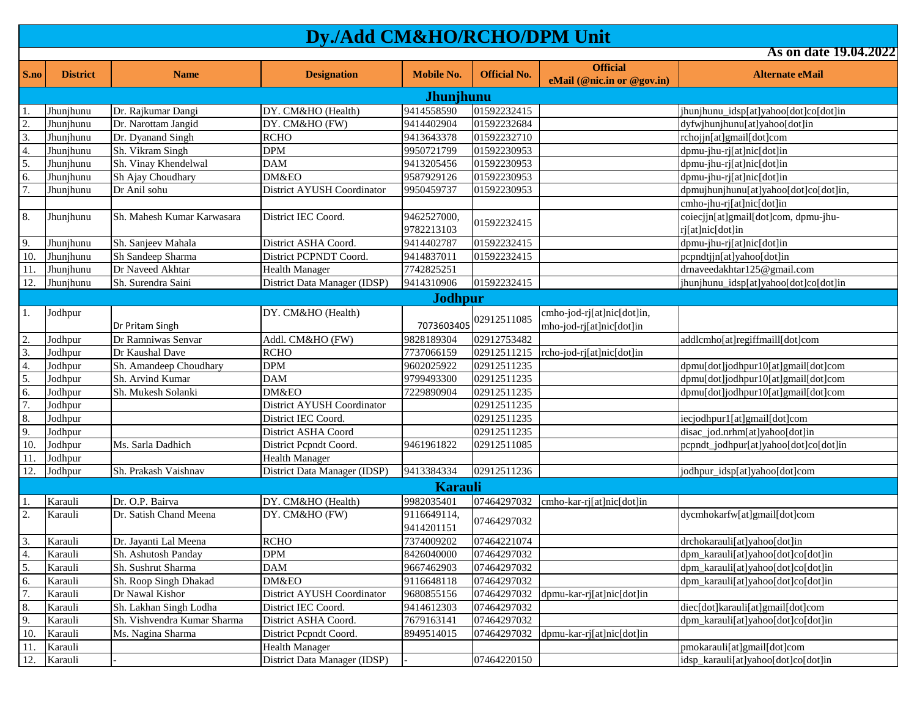# Dy./Add CM&HO/RCHO/DPM Unit

**As on date 19.04.2022**

| S.no | District | Name | Designation | Mobile No. | Official No. | Official eMail (@nic.in or @gov.in) | Alternate eMail |
|---|---|---|---|---|---|---|---|
| **Jhunjhunu** | | | | | | | |
| 1. | Jhunjhunu | Dr. Rajkumar Dangi | DY. CM&HO (Health) | 9414558590 | 01592232415 | | jhunjhunu_idsp[at]yahoo[dot]co[dot]in |
| 2. | Jhunjhunu | Dr. Narottam Jangid | DY. CM&HO (FW) | 9414402904 | 01592232684 | | dyfwjhunjhunu[at]yahoo[dot]in |
| 3. | Jhunjhunu | Dr. Dyanand Singh | RCHO | 9413643378 | 01592232710 | | rchojjn[at]gmail[dot]com |
| 4. | Jhunjhunu | Sh. Vikram Singh | DPM | 9950721799 | 01592230953 | | dpmu-jhu-rj[at]nic[dot]in |
| 5. | Jhunjhunu | Sh. Vinay Khendelwal | DAM | 9413205456 | 01592230953 | | dpmu-jhu-rj[at]nic[dot]in |
| 6. | Jhunjhunu | Sh Ajay Choudhary | DM&EO | 9587929126 | 01592230953 | | dpmu-jhu-rj[at]nic[dot]in |
| 7. | Jhunjhunu | Dr Anil sohu | District AYUSH Coordinator | 9950459737 | 01592230953 | | dpmujhunjhunu[at]yahoo[dot]co[dot]in, |
| | | | | | | | cmho-jhu-rj[at]nic[dot]in |
| 8. | Jhunjhunu | Sh. Mahesh Kumar Karwasara | District IEC Coord. | 9462527000, 9782213103 | 01592232415 | | coiecjjn[at]gmail[dot]com, dpmu-jhu-rj[at]nic[dot]in |
| 9. | Jhunjhunu | Sh. Sanjeev Mahala | District ASHA Coord. | 9414402787 | 01592232415 | | dpmu-jhu-rj[at]nic[dot]in |
| 10. | Jhunjhunu | Sh Sandeep Sharma | District PCPNDT Coord. | 9414837011 | 01592232415 | | pcpndtjjn[at]yahoo[dot]in |
| 11. | Jhunjhunu | Dr Naveed Akhtar | Health Manager | 7742825251 | | | drnaveedakhtar125@gmail.com |
| 12. | Jhunjhunu | Sh. Surendra Saini | District Data Manager (IDSP) | 9414310906 | 01592232415 | | jhunjhunu_idsp[at]yahoo[dot]co[dot]in |
| **Jodhpur** | | | | | | | |
| 1. | Jodhpur | Dr Pritam Singh | DY. CM&HO (Health) | 7073603405 | 02912511085 | cmho-jod-rj[at]nic[dot]in, mho-jod-rj[at]nic[dot]in | |
| 2. | Jodhpur | Dr Ramniwas Senvar | Addl. CM&HO (FW) | 9828189304 | 02912753482 | | addlcmho[at]regiffmaill[dot]com |
| 3. | Jodhpur | Dr Kaushal Dave | RCHO | 7737066159 | 02912511215 | rcho-jod-rj[at]nic[dot]in | |
| 4. | Jodhpur | Sh. Amandeep Choudhary | DPM | 9602025922 | 02912511235 | | dpmu[dot]jodhpur10[at]gmail[dot]com |
| 5. | Jodhpur | Sh. Arvind Kumar | DAM | 9799493300 | 02912511235 | | dpmu[dot]jodhpur10[at]gmail[dot]com |
| 6. | Jodhpur | Sh. Mukesh Solanki | DM&EO | 7229890904 | 02912511235 | | dpmu[dot]jodhpur10[at]gmail[dot]com |
| 7. | Jodhpur | | District AYUSH Coordinator | | 02912511235 | | |
| 8. | Jodhpur | | District IEC Coord. | | 02912511235 | | iecjodhpur1[at]gmail[dot]com |
| 9. | Jodhpur | | District ASHA Coord | | 02912511235 | | disac_jod.nrhm[at]yahoo[dot]in |
| 10. | Jodhpur | Ms. Sarla Dadhich | District Pcpndt Coord. | 9461961822 | 02912511085 | | pcpndt_jodhpur[at]yahoo[dot]co[dot]in |
| 11. | Jodhpur | | Health Manager | | | | |
| 12. | Jodhpur | Sh. Prakash Vaishnav | District Data Manager (IDSP) | 9413384334 | 02912511236 | | jodhpur_idsp[at]yahoo[dot]com |
| **Karauli** | | | | | | | |
| 1. | Karauli | Dr. O.P. Bairva | DY. CM&HO (Health) | 9982035401 | 07464297032 | cmho-kar-rj[at]nic[dot]in | |
| 2. | Karauli | Dr. Satish Chand Meena | DY. CM&HO (FW) | 9116649114, 9414201151 | 07464297032 | | dycmhokarfw[at]gmail[dot]com |
| 3. | Karauli | Dr. Jayanti Lal Meena | RCHO | 7374009202 | 07464221074 | | drchokarauli[at]yahoo[dot]in |
| 4. | Karauli | Sh. Ashutosh Panday | DPM | 8426040000 | 07464297032 | | dpm_karauli[at]yahoo[dot]co[dot]in |
| 5. | Karauli | Sh. Sushrut Sharma | DAM | 9667462903 | 07464297032 | | dpm_karauli[at]yahoo[dot]co[dot]in |
| 6. | Karauli | Sh. Roop Singh Dhakad | DM&EO | 9116648118 | 07464297032 | | dpm_karauli[at]yahoo[dot]co[dot]in |
| 7. | Karauli | Dr Nawal Kishor | District AYUSH Coordinator | 9680855156 | 07464297032 | dpmu-kar-rj[at]nic[dot]in | |
| 8. | Karauli | Sh. Lakhan Singh Lodha | District IEC Coord. | 9414612303 | 07464297032 | | diec[dot]karauli[at]gmail[dot]com |
| 9. | Karauli | Sh. Vishvendra Kumar Sharma | District ASHA Coord. | 7679163141 | 07464297032 | | dpm_karauli[at]yahoo[dot]co[dot]in |
| 10. | Karauli | Ms. Nagina Sharma | District Pcpndt Coord. | 8949514015 | 07464297032 | dpmu-kar-rj[at]nic[dot]in | |
| 11. | Karauli | | Health Manager | | | | pmokarauli[at]gmail[dot]com |
| 12. | Karauli | - | District Data Manager (IDSP) | - | 07464220150 | | idsp_karauli[at]yahoo[dot]co[dot]in |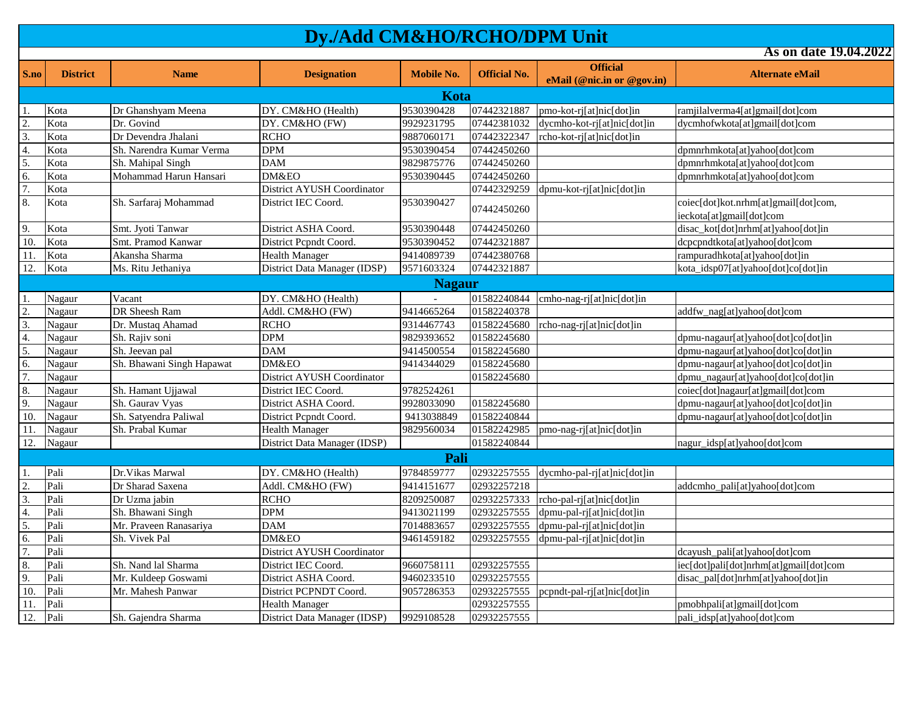# Dy./Add CM&HO/RCHO/DPM Unit

**As on date 19.04.2022**

| S.no | District | Name | Designation | Mobile No. | Official No. | Official eMail (@nic.in or @gov.in) | Alternate eMail |
|---|---|---|---|---|---|---|---|
| **Kota** | | | | | | | |
| 1. | Kota | Dr Ghanshyam Meena | DY. CM&HO (Health) | 9530390428 | 07442321887 | pmo-kot-rj[at]nic[dot]in | ramjilalverma4[at]gmail[dot]com |
| 2. | Kota | Dr. Govind | DY. CM&HO (FW) | 9929231795 | 07442381032 | dycmho-kot-rj[at]nic[dot]in | dycmhofwkota[at]gmail[dot]com |
| 3. | Kota | Dr Devendra Jhalani | RCHO | 9887060171 | 07442322347 | rcho-kot-rj[at]nic[dot]in | |
| 4. | Kota | Sh. Narendra Kumar Verma | DPM | 9530390454 | 07442450260 | | dpmnrhmkota[at]yahoo[dot]com |
| 5. | Kota | Sh. Mahipal Singh | DAM | 9829875776 | 07442450260 | | dpmnrhmkota[at]yahoo[dot]com |
| 6. | Kota | Mohammad Harun Hansari | DM&EO | 9530390445 | 07442450260 | | dpmnrhmkota[at]yahoo[dot]com |
| 7. | Kota | | District AYUSH Coordinator | | 07442329259 | dpmu-kot-rj[at]nic[dot]in | |
| 8. | Kota | Sh. Sarfaraj Mohammad | District IEC Coord. | 9530390427 | 07442450260 | | coiec[dot]kot.nrhm[at]gmail[dot]com, ieckota[at]gmail[dot]com |
| 9. | Kota | Smt. Jyoti Tanwar | District ASHA Coord. | 9530390448 | 07442450260 | | disac_kot[dot]nrhm[at]yahoo[dot]in |
| 10. | Kota | Smt. Pramod Kanwar | District Pcpndt Coord. | 9530390452 | 07442321887 | | dcpcpndtkota[at]yahoo[dot]com |
| 11. | Kota | Akansha Sharma | Health Manager | 9414089739 | 07442380768 | | rampuradhkota[at]yahoo[dot]in |
| 12. | Kota | Ms. Ritu Jethaniya | District Data Manager (IDSP) | 9571603324 | 07442321887 | | kota_idsp07[at]yahoo[dot]co[dot]in |
| **Nagaur** | | | | | | | |
| 1. | Nagaur | Vacant | DY. CM&HO (Health) | - | 01582240844 | cmho-nag-rj[at]nic[dot]in | |
| 2. | Nagaur | DR Sheesh Ram | Addl. CM&HO (FW) | 9414665264 | 01582240378 | | addfw_nag[at]yahoo[dot]com |
| 3. | Nagaur | Dr. Mustaq Ahamad | RCHO | 9314467743 | 01582245680 | rcho-nag-rj[at]nic[dot]in | |
| 4. | Nagaur | Sh. Rajiv soni | DPM | 9829393652 | 01582245680 | | dpmu-nagaur[at]yahoo[dot]co[dot]in |
| 5. | Nagaur | Sh. Jeevan pal | DAM | 9414500554 | 01582245680 | | dpmu-nagaur[at]yahoo[dot]co[dot]in |
| 6. | Nagaur | Sh. Bhawani Singh Hapawat | DM&EO | 9414344029 | 01582245680 | | dpmu-nagaur[at]yahoo[dot]co[dot]in |
| 7. | Nagaur | | District AYUSH Coordinator | | 01582245680 | | dpmu_nagaur[at]yahoo[dot]co[dot]in |
| 8. | Nagaur | Sh. Hamant Ujjawal | District IEC Coord. | 9782524261 | | | coiec[dot]nagaur[at]gmail[dot]com |
| 9. | Nagaur | Sh. Gaurav Vyas | District ASHA Coord. | 9928033090 | 01582245680 | | dpmu-nagaur[at]yahoo[dot]co[dot]in |
| 10. | Nagaur | Sh. Satyendra Paliwal | District Pcpndt Coord. | 9413038849 | 01582240844 | | dpmu-nagaur[at]yahoo[dot]co[dot]in |
| 11. | Nagaur | Sh. Prabal Kumar | Health Manager | 9829560034 | 01582242985 | pmo-nag-rj[at]nic[dot]in | |
| 12. | Nagaur | | District Data Manager (IDSP) | | 01582240844 | | nagur_idsp[at]yahoo[dot]com |
| **Pali** | | | | | | | |
| 1. | Pali | Dr.Vikas Marwal | DY. CM&HO (Health) | 9784859777 | 02932257555 | dycmho-pal-rj[at]nic[dot]in | |
| 2. | Pali | Dr Sharad Saxena | Addl. CM&HO (FW) | 9414151677 | 02932257218 | | addcmho_pali[at]yahoo[dot]com |
| 3. | Pali | Dr Uzma jabin | RCHO | 8209250087 | 02932257333 | rcho-pal-rj[at]nic[dot]in | |
| 4. | Pali | Sh. Bhawani Singh | DPM | 9413021199 | 02932257555 | dpmu-pal-rj[at]nic[dot]in | |
| 5. | Pali | Mr. Praveen Ranasariya | DAM | 7014883657 | 02932257555 | dpmu-pal-rj[at]nic[dot]in | |
| 6. | Pali | Sh. Vivek Pal | DM&EO | 9461459182 | 02932257555 | dpmu-pal-rj[at]nic[dot]in | |
| 7. | Pali | | District AYUSH Coordinator | | | | dcayush_pali[at]yahoo[dot]com |
| 8. | Pali | Sh. Nand lal Sharma | District IEC Coord. | 9660758111 | 02932257555 | | iec[dot]pali[dot]nrhm[at]gmail[dot]com |
| 9. | Pali | Mr. Kuldeep Goswami | District ASHA Coord. | 9460233510 | 02932257555 | | disac_pal[dot]nrhm[at]yahoo[dot]in |
| 10. | Pali | Mr. Mahesh Panwar | District PCPNDT Coord. | 9057286353 | 02932257555 | pcpndt-pal-rj[at]nic[dot]in | |
| 11. | Pali | | Health Manager | | 02932257555 | | pmobhpali[at]gmail[dot]com |
| 12. | Pali | Sh. Gajendra Sharma | District Data Manager (IDSP) | 9929108528 | 02932257555 | | pali_idsp[at]yahoo[dot]com |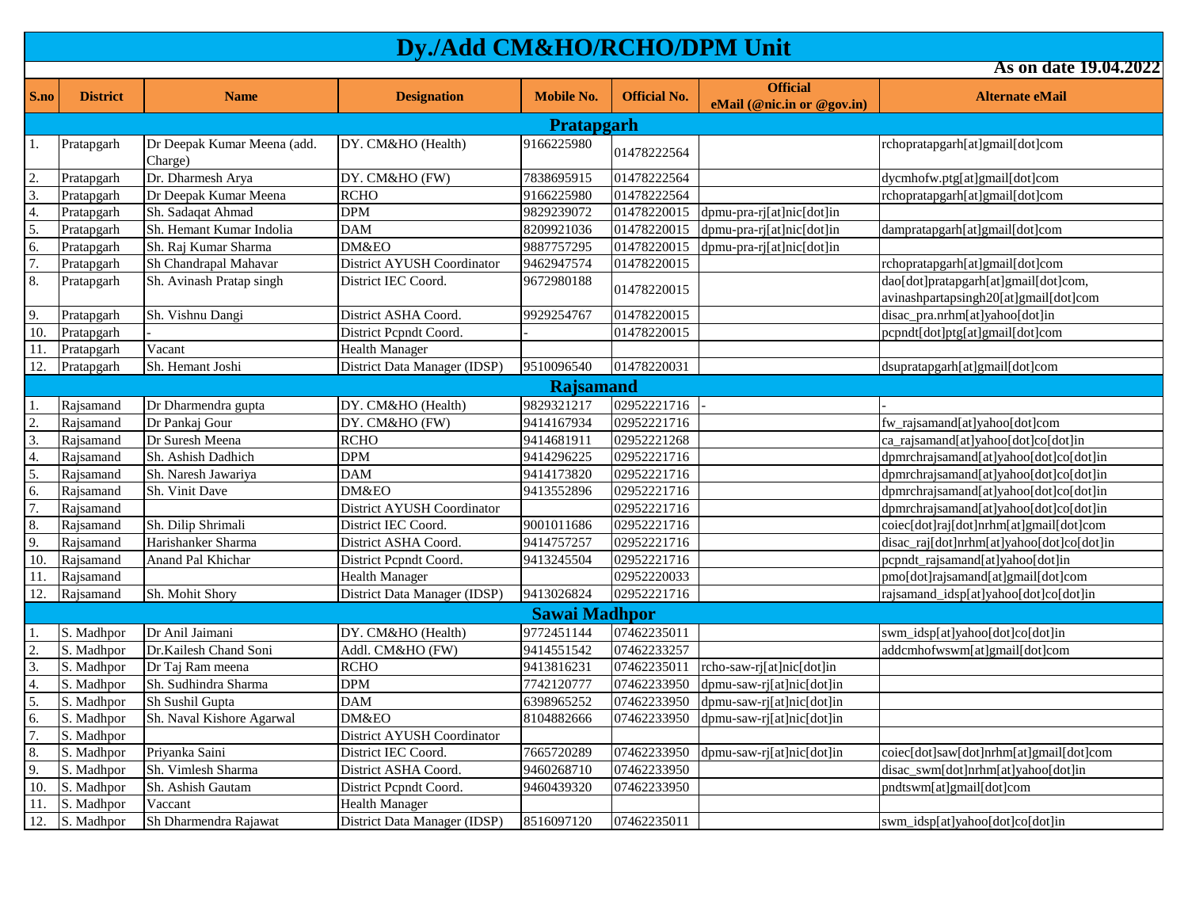# Dy./Add CM&HO/RCHO/DPM Unit

**As on date 19.04.2022**

| S.no | District | Name | Designation | Mobile No. | Official No. | Official eMail (@nic.in or @gov.in) | Alternate eMail |
|---|---|---|---|---|---|---|---|
| **Pratapgarh** | | | | | | | |
| 1. | Pratapgarh | Dr Deepak Kumar Meena (add. Charge) | DY. CM&HO (Health) | 9166225980 | 01478222564 | | rchopratapgarh[at]gmail[dot]com |
| 2. | Pratapgarh | Dr. Dharmesh Arya | DY. CM&HO (FW) | 7838695915 | 01478222564 | | dycmhofw.ptg[at]gmail[dot]com |
| 3. | Pratapgarh | Dr Deepak Kumar Meena | RCHO | 9166225980 | 01478222564 | | rchopratapgarh[at]gmail[dot]com |
| 4. | Pratapgarh | Sh. Sadaqat Ahmad | DPM | 9829239072 | 01478220015 | dpmu-pra-rj[at]nic[dot]in | |
| 5. | Pratapgarh | Sh. Hemant Kumar Indolia | DAM | 8209921036 | 01478220015 | dpmu-pra-rj[at]nic[dot]in | dampratapgarh[at]gmail[dot]com |
| 6. | Pratapgarh | Sh. Raj Kumar Sharma | DM&EO | 9887757295 | 01478220015 | dpmu-pra-rj[at]nic[dot]in | |
| 7. | Pratapgarh | Sh Chandrapal Mahavar | District AYUSH Coordinator | 9462947574 | 01478220015 | | rchopratapgarh[at]gmail[dot]com |
| 8. | Pratapgarh | Sh. Avinash Pratap singh | District IEC Coord. | 9672980188 | 01478220015 | | dao[dot]pratapgarh[at]gmail[dot]com, avinashpartapsingh20[at]gmail[dot]com |
| 9. | Pratapgarh | Sh. Vishnu Dangi | District ASHA Coord. | 9929254767 | 01478220015 | | disac_pra.nrhm[at]yahoo[dot]in |
| 10. | Pratapgarh | - | District Pcpndt Coord. | - | 01478220015 | | pcpndt[dot]ptg[at]gmail[dot]com |
| 11. | Pratapgarh | Vacant | Health Manager | | | | |
| 12. | Pratapgarh | Sh. Hemant Joshi | District Data Manager (IDSP) | 9510096540 | 01478220031 | | dsupratapgarh[at]gmail[dot]com |
| **Rajsamand** | | | | | | | |
| 1. | Rajsamand | Dr Dharmendra gupta | DY. CM&HO (Health) | 9829321217 | 02952221716 | - | - |
| 2. | Rajsamand | Dr Pankaj Gour | DY. CM&HO (FW) | 9414167934 | 02952221716 | | fw_rajsamand[at]yahoo[dot]com |
| 3. | Rajsamand | Dr Suresh Meena | RCHO | 9414681911 | 02952221268 | | ca_rajsamand[at]yahoo[dot]co[dot]in |
| 4. | Rajsamand | Sh. Ashish Dadhich | DPM | 9414296225 | 02952221716 | | dpmrchrajsamand[at]yahoo[dot]co[dot]in |
| 5. | Rajsamand | Sh. Naresh Jawariya | DAM | 9414173820 | 02952221716 | | dpmrchrajsamand[at]yahoo[dot]co[dot]in |
| 6. | Rajsamand | Sh. Vinit Dave | DM&EO | 9413552896 | 02952221716 | | dpmrchrajsamand[at]yahoo[dot]co[dot]in |
| 7. | Rajsamand | | District AYUSH Coordinator | | 02952221716 | | dpmrchrajsamand[at]yahoo[dot]co[dot]in |
| 8. | Rajsamand | Sh. Dilip Shrimali | District IEC Coord. | 9001011686 | 02952221716 | | coiec[dot]raj[dot]nrhm[at]gmail[dot]com |
| 9. | Rajsamand | Harishanker Sharma | District ASHA Coord. | 9414757257 | 02952221716 | | disac_raj[dot]nrhm[at]yahoo[dot]co[dot]in |
| 10. | Rajsamand | Anand Pal Khichar | District Pcpndt Coord. | 9413245504 | 02952221716 | | pcpndt_rajsamand[at]yahoo[dot]in |
| 11. | Rajsamand | | Health Manager | | 02952220033 | | pmo[dot]rajsamand[at]gmail[dot]com |
| 12. | Rajsamand | Sh. Mohit Shory | District Data Manager (IDSP) | 9413026824 | 02952221716 | | rajsamand_idsp[at]yahoo[dot]co[dot]in |
| **Sawai Madhpor** | | | | | | | |
| 1. | S. Madhpor | Dr Anil Jaimani | DY. CM&HO (Health) | 9772451144 | 07462235011 | | swm_idsp[at]yahoo[dot]co[dot]in |
| 2. | S. Madhpor | Dr.Kailesh Chand Soni | Addl. CM&HO (FW) | 9414551542 | 07462233257 | | addcmhofwswm[at]gmail[dot]com |
| 3. | S. Madhpor | Dr Taj Ram meena | RCHO | 9413816231 | 07462235011 | rcho-saw-rj[at]nic[dot]in | |
| 4. | S. Madhpor | Sh. Sudhindra Sharma | DPM | 7742120777 | 07462233950 | dpmu-saw-rj[at]nic[dot]in | |
| 5. | S. Madhpor | Sh Sushil Gupta | DAM | 6398965252 | 07462233950 | dpmu-saw-rj[at]nic[dot]in | |
| 6. | S. Madhpor | Sh. Naval Kishore Agarwal | DM&EO | 8104882666 | 07462233950 | dpmu-saw-rj[at]nic[dot]in | |
| 7. | S. Madhpor | | District AYUSH Coordinator | | | | |
| 8. | S. Madhpor | Priyanka Saini | District IEC Coord. | 7665720289 | 07462233950 | dpmu-saw-rj[at]nic[dot]in | coiec[dot]saw[dot]nrhm[at]gmail[dot]com |
| 9. | S. Madhpor | Sh. Vimlesh Sharma | District ASHA Coord. | 9460268710 | 07462233950 | | disac_swm[dot]nrhm[at]yahoo[dot]in |
| 10. | S. Madhpor | Sh. Ashish Gautam | District Pcpndt Coord. | 9460439320 | 07462233950 | | pndtswm[at]gmail[dot]com |
| 11. | S. Madhpor | Vaccant | Health Manager | | | | |
| 12. | S. Madhpor | Sh Dharmendra Rajawat | District Data Manager (IDSP) | 8516097120 | 07462235011 | | swm_idsp[at]yahoo[dot]co[dot]in |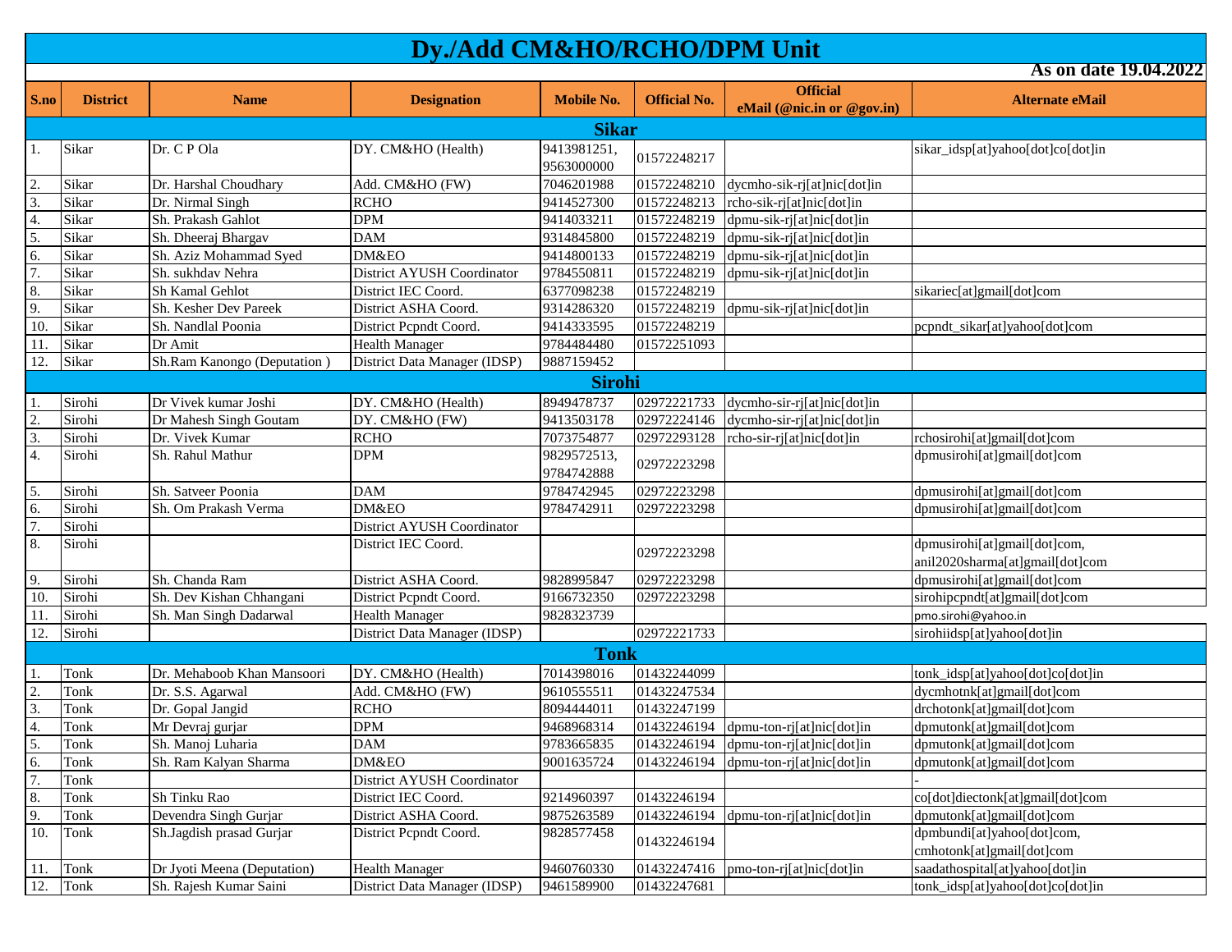# Dy./Add CM&HO/RCHO/DPM Unit

**As on date 19.04.2022**

| S.no | District | Name | Designation | Mobile No. | Official No. | Official eMail (@nic.in or @gov.in) | Alternate eMail |
|---|---|---|---|---|---|---|---|
| **Sikar** | | | | | | | |
| 1. | Sikar | Dr. C P Ola | DY. CM&HO (Health) | 9413981251, 9563000000 | 01572248217 | | sikar_idsp[at]yahoo[dot]co[dot]in |
| 2. | Sikar | Dr. Harshal Choudhary | Add. CM&HO (FW) | 7046201988 | 01572248210 | dycmho-sik-rj[at]nic[dot]in | |
| 3. | Sikar | Dr. Nirmal Singh | RCHO | 9414527300 | 01572248213 | rcho-sik-rj[at]nic[dot]in | |
| 4. | Sikar | Sh. Prakash Gahlot | DPM | 9414033211 | 01572248219 | dpmu-sik-rj[at]nic[dot]in | |
| 5. | Sikar | Sh. Dheeraj Bhargav | DAM | 9314845800 | 01572248219 | dpmu-sik-rj[at]nic[dot]in | |
| 6. | Sikar | Sh. Aziz Mohammad Syed | DM&EO | 9414800133 | 01572248219 | dpmu-sik-rj[at]nic[dot]in | |
| 7. | Sikar | Sh. sukhdav Nehra | District AYUSH Coordinator | 9784550811 | 01572248219 | dpmu-sik-rj[at]nic[dot]in | |
| 8. | Sikar | Sh Kamal Gehlot | District IEC Coord. | 6377098238 | 01572248219 | | sikariec[at]gmail[dot]com |
| 9. | Sikar | Sh. Kesher Dev Pareek | District ASHA Coord. | 9314286320 | 01572248219 | dpmu-sik-rj[at]nic[dot]in | |
| 10. | Sikar | Sh. Nandlal Poonia | District Pcpndt Coord. | 9414333595 | 01572248219 | | pcpndt_sikar[at]yahoo[dot]com |
| 11. | Sikar | Dr Amit | Health Manager | 9784484480 | 01572251093 | | |
| 12. | Sikar | Sh.Ram Kanongo (Deputation ) | District Data Manager (IDSP) | 9887159452 | | | |
| **Sirohi** | | | | | | | |
| 1. | Sirohi | Dr Vivek kumar Joshi | DY. CM&HO (Health) | 8949478737 | 02972221733 | dycmho-sir-rj[at]nic[dot]in | |
| 2. | Sirohi | Dr Mahesh Singh Goutam | DY. CM&HO (FW) | 9413503178 | 02972224146 | dycmho-sir-rj[at]nic[dot]in | |
| 3. | Sirohi | Dr. Vivek Kumar | RCHO | 7073754877 | 02972293128 | rcho-sir-rj[at]nic[dot]in | rchosirohi[at]gmail[dot]com |
| 4. | Sirohi | Sh. Rahul Mathur | DPM | 9829572513, 9784742888 | 02972223298 | | dpmusirohi[at]gmail[dot]com |
| 5. | Sirohi | Sh. Satveer Poonia | DAM | 9784742945 | 02972223298 | | dpmusirohi[at]gmail[dot]com |
| 6. | Sirohi | Sh. Om Prakash Verma | DM&EO | 9784742911 | 02972223298 | | dpmusirohi[at]gmail[dot]com |
| 7. | Sirohi | | District AYUSH Coordinator | | | | |
| 8. | Sirohi | | District IEC Coord. | | 02972223298 | | dpmusirohi[at]gmail[dot]com, anil2020sharma[at]gmail[dot]com |
| 9. | Sirohi | Sh. Chanda Ram | District ASHA Coord. | 9828995847 | 02972223298 | | dpmusirohi[at]gmail[dot]com |
| 10. | Sirohi | Sh. Dev Kishan Chhangani | District Pcpndt Coord. | 9166732350 | 02972223298 | | sirohipcpndt[at]gmail[dot]com |
| 11. | Sirohi | Sh. Man Singh Dadarwal | Health Manager | 9828323739 | | | pmo.sirohi@yahoo.in |
| 12. | Sirohi | | District Data Manager (IDSP) | | 02972221733 | | sirohiidsp[at]yahoo[dot]in |
| **Tonk** | | | | | | | |
| 1. | Tonk | Dr. Mehaboob Khan Mansoori | DY. CM&HO (Health) | 7014398016 | 01432244099 | | tonk_idsp[at]yahoo[dot]co[dot]in |
| 2. | Tonk | Dr. S.S. Agarwal | Add. CM&HO (FW) | 9610555511 | 01432247534 | | dycmhotnk[at]gmail[dot]com |
| 3. | Tonk | Dr. Gopal Jangid | RCHO | 8094444011 | 01432247199 | | drchotonk[at]gmail[dot]com |
| 4. | Tonk | Mr Devraj gurjar | DPM | 9468968314 | 01432246194 | dpmu-ton-rj[at]nic[dot]in | dpmutonk[at]gmail[dot]com |
| 5. | Tonk | Sh. Manoj Luharia | DAM | 9783665835 | 01432246194 | dpmu-ton-rj[at]nic[dot]in | dpmutonk[at]gmail[dot]com |
| 6. | Tonk | Sh. Ram Kalyan Sharma | DM&EO | 9001635724 | 01432246194 | dpmu-ton-rj[at]nic[dot]in | dpmutonk[at]gmail[dot]com |
| 7. | Tonk | | District AYUSH Coordinator | | | | - |
| 8. | Tonk | Sh Tinku Rao | District IEC Coord. | 9214960397 | 01432246194 | | co[dot]diectonk[at]gmail[dot]com |
| 9. | Tonk | Devendra Singh Gurjar | District ASHA Coord. | 9875263589 | 01432246194 | dpmu-ton-rj[at]nic[dot]in | dpmutonk[at]gmail[dot]com |
| 10. | Tonk | Sh.Jagdish prasad Gurjar | District Pcpndt Coord. | 9828577458 | 01432246194 | | dpmbundi[at]yahoo[dot]com, cmhotonk[at]gmail[dot]com |
| 11. | Tonk | Dr Jyoti Meena (Deputation) | Health Manager | 9460760330 | 01432247416 | pmo-ton-rj[at]nic[dot]in | saadathospital[at]yahoo[dot]in |
| 12. | Tonk | Sh. Rajesh Kumar Saini | District Data Manager (IDSP) | 9461589900 | 01432247681 | | tonk_idsp[at]yahoo[dot]co[dot]in |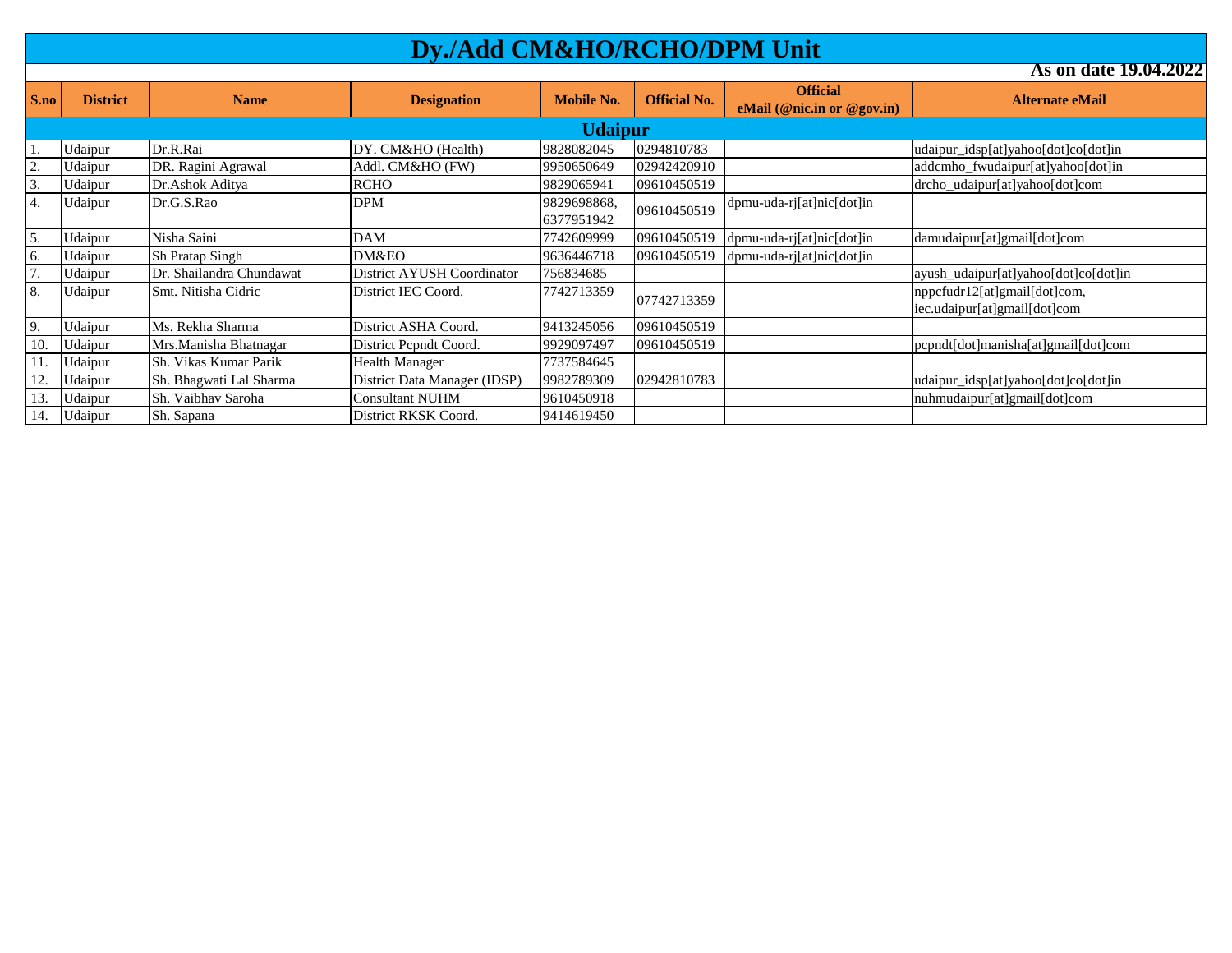# Dy./Add CM&HO/RCHO/DPM Unit

**As on date 19.04.2022**

| S.no | District | Name | Designation | Mobile No. | Official No. | Official eMail (@nic.in or @gov.in) | Alternate eMail |
|---|---|---|---|---|---|---|---|
| **Udaipur** | | | | | | | |
| 1. | Udaipur | Dr.R.Rai | DY. CM&HO (Health) | 9828082045 | 0294810783 | | udaipur_idsp[at]yahoo[dot]co[dot]in |
| 2. | Udaipur | DR. Ragini Agrawal | Addl. CM&HO (FW) | 9950650649 | 02942420910 | | addcmho_fwudaipur[at]yahoo[dot]in |
| 3. | Udaipur | Dr.Ashok Aditya | RCHO | 9829065941 | 09610450519 | | drcho_udaipur[at]yahoo[dot]com |
| 4. | Udaipur | Dr.G.S.Rao | DPM | 9829698868, 6377951942 | 09610450519 | dpmu-uda-rj[at]nic[dot]in | |
| 5. | Udaipur | Nisha Saini | DAM | 7742609999 | 09610450519 | dpmu-uda-rj[at]nic[dot]in | damudaipur[at]gmail[dot]com |
| 6. | Udaipur | Sh Pratap Singh | DM&EO | 9636446718 | 09610450519 | dpmu-uda-rj[at]nic[dot]in | |
| 7. | Udaipur | Dr. Shailandra Chundawat | District AYUSH Coordinator | 756834685 | | | ayush_udaipur[at]yahoo[dot]co[dot]in |
| 8. | Udaipur | Smt. Nitisha Cidric | District IEC Coord. | 7742713359 | 07742713359 | | nppcfudr12[at]gmail[dot]com, iec.udaipur[at]gmail[dot]com |
| 9. | Udaipur | Ms. Rekha Sharma | District ASHA Coord. | 9413245056 | 09610450519 | | |
| 10. | Udaipur | Mrs.Manisha Bhatnagar | District Pcpndt Coord. | 9929097497 | 09610450519 | | pcpndt[dot]manisha[at]gmail[dot]com |
| 11. | Udaipur | Sh. Vikas Kumar Parik | Health Manager | 7737584645 | | | |
| 12. | Udaipur | Sh. Bhagwati Lal Sharma | District Data Manager (IDSP) | 9982789309 | 02942810783 | | udaipur_idsp[at]yahoo[dot]co[dot]in |
| 13. | Udaipur | Sh. Vaibhav Saroha | Consultant NUHM | 9610450918 | | | nuhmudaipur[at]gmail[dot]com |
| 14. | Udaipur | Sh. Sapana | District RKSK Coord. | 9414619450 | | | |